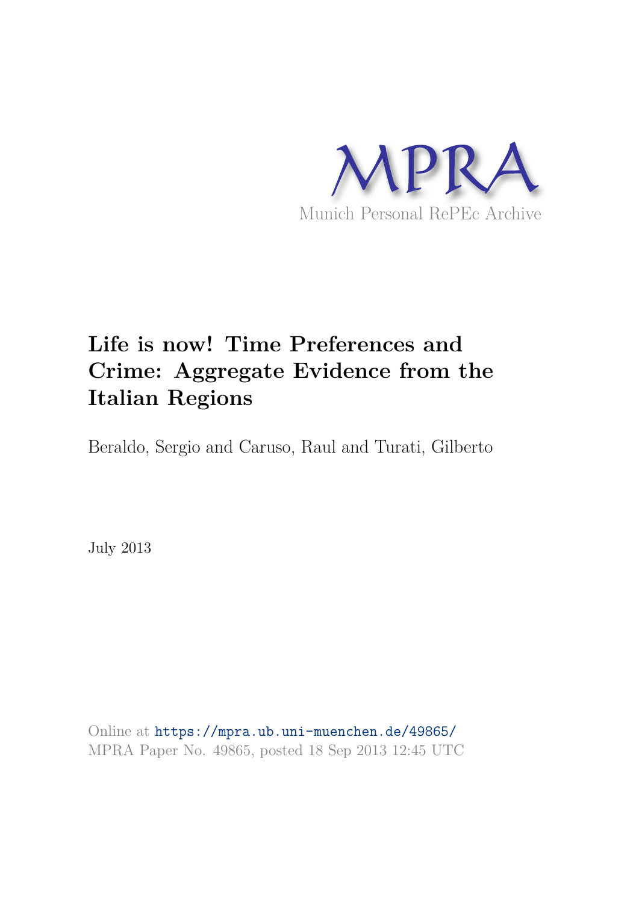MPRA

Munich Personal RePEc Archive

# Life is now! Time Preferences and Crime: Aggregate Evidence from the Italian Regions

Beraldo, Sergio and Caruso, Raul and Turati, Gilberto

July 2013

Online at https://mpra.ub.uni-muenchen.de/49865/
MPRA Paper No. 49865, posted 18 Sep 2013 12:45 UTC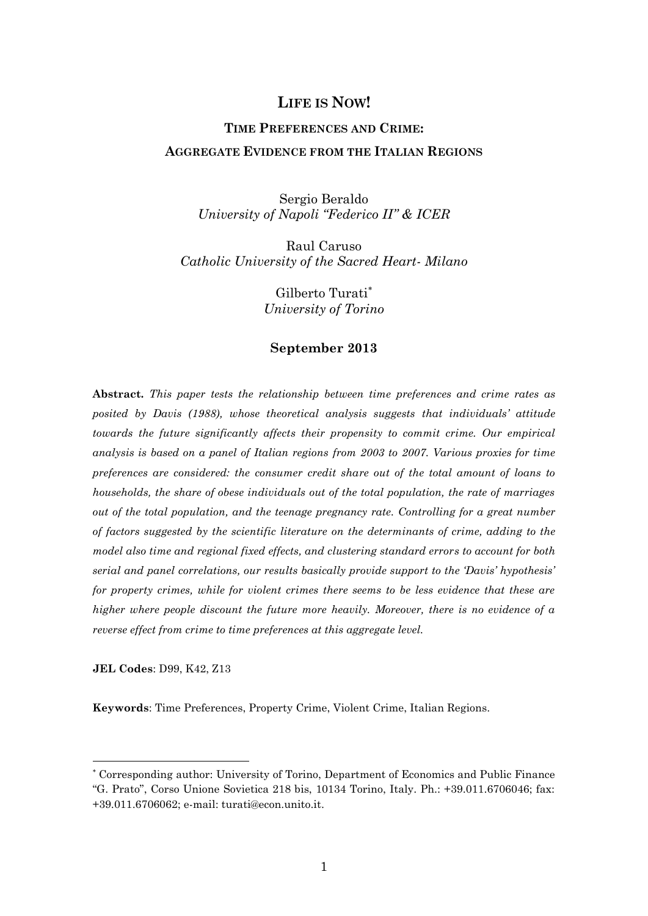# LIFE IS NOW!

## TIME PREFERENCES AND CRIME:

## AGGREGATE EVIDENCE FROM THE ITALIAN REGIONS

Sergio Beraldo
*University of Napoli "Federico II" & ICER*

Raul Caruso
*Catholic University of the Sacred Heart- Milano*

Gilberto Turati[*]
*University of Torino*

**September 2013**

**Abstract.** *This paper tests the relationship between time preferences and crime rates as posited by Davis (1988), whose theoretical analysis suggests that individuals' attitude towards the future significantly affects their propensity to commit crime. Our empirical analysis is based on a panel of Italian regions from 2003 to 2007. Various proxies for time preferences are considered: the consumer credit share out of the total amount of loans to households, the share of obese individuals out of the total population, the rate of marriages out of the total population, and the teenage pregnancy rate. Controlling for a great number of factors suggested by the scientific literature on the determinants of crime, adding to the model also time and regional fixed effects, and clustering standard errors to account for both serial and panel correlations, our results basically provide support to the 'Davis' hypothesis' for property crimes, while for violent crimes there seems to be less evidence that these are higher where people discount the future more heavily. Moreover, there is no evidence of a reverse effect from crime to time preferences at this aggregate level.*

**JEL Codes**: D99, K42, Z13

**Keywords**: Time Preferences, Property Crime, Violent Crime, Italian Regions.

---

[*] Corresponding author: University of Torino, Department of Economics and Public Finance "G. Prato", Corso Unione Sovietica 218 bis, 10134 Torino, Italy. Ph.: +39.011.6706046; fax: +39.011.6706062; e-mail: turati@econ.unito.it.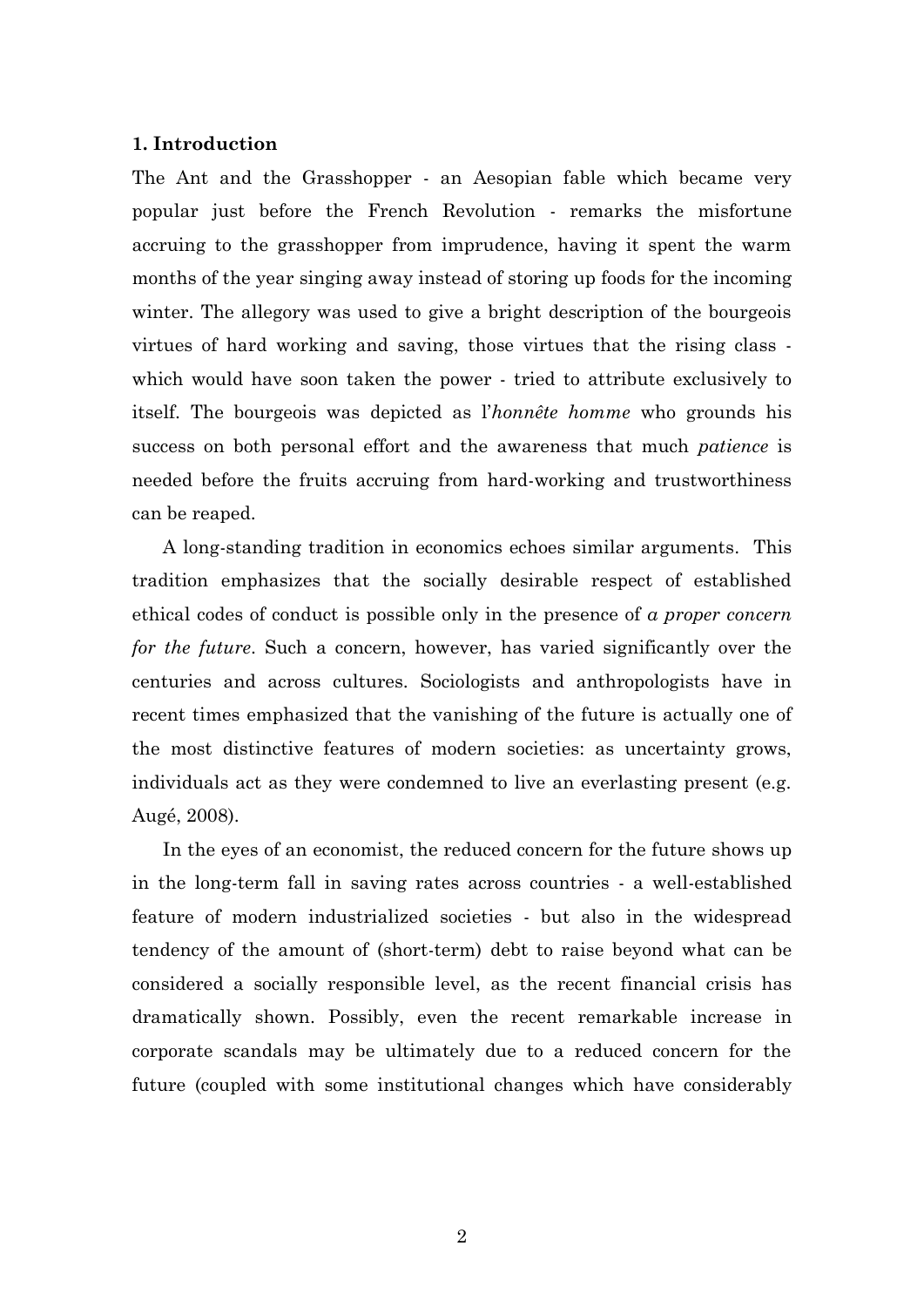## 1. Introduction

The Ant and the Grasshopper - an Aesopian fable which became very popular just before the French Revolution - remarks the misfortune accruing to the grasshopper from imprudence, having it spent the warm months of the year singing away instead of storing up foods for the incoming winter. The allegory was used to give a bright description of the bourgeois virtues of hard working and saving, those virtues that the rising class - which would have soon taken the power - tried to attribute exclusively to itself. The bourgeois was depicted as l'*honnête homme* who grounds his success on both personal effort and the awareness that much *patience* is needed before the fruits accruing from hard-working and trustworthiness can be reaped.

A long-standing tradition in economics echoes similar arguments. This tradition emphasizes that the socially desirable respect of established ethical codes of conduct is possible only in the presence of *a proper concern for the future*. Such a concern, however, has varied significantly over the centuries and across cultures. Sociologists and anthropologists have in recent times emphasized that the vanishing of the future is actually one of the most distinctive features of modern societies: as uncertainty grows, individuals act as they were condemned to live an everlasting present (e.g. Augé, 2008).

In the eyes of an economist, the reduced concern for the future shows up in the long-term fall in saving rates across countries - a well-established feature of modern industrialized societies - but also in the widespread tendency of the amount of (short-term) debt to raise beyond what can be considered a socially responsible level, as the recent financial crisis has dramatically shown. Possibly, even the recent remarkable increase in corporate scandals may be ultimately due to a reduced concern for the future (coupled with some institutional changes which have considerably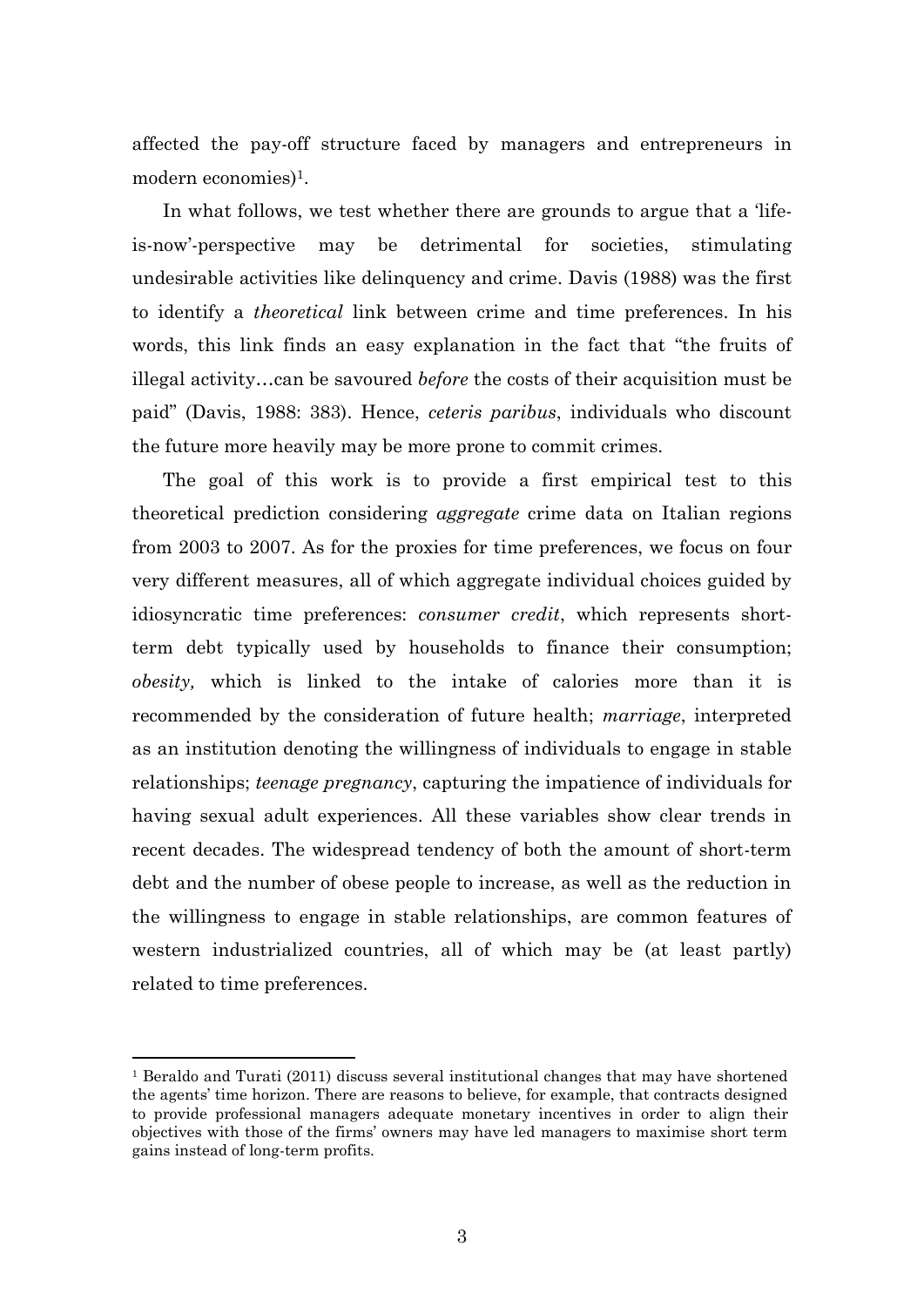affected the pay-off structure faced by managers and entrepreneurs in modern economies)[1].

In what follows, we test whether there are grounds to argue that a 'life-is-now'-perspective may be detrimental for societies, stimulating undesirable activities like delinquency and crime. Davis (1988) was the first to identify a *theoretical* link between crime and time preferences. In his words, this link finds an easy explanation in the fact that "the fruits of illegal activity…can be savoured *before* the costs of their acquisition must be paid" (Davis, 1988: 383). Hence, *ceteris paribus*, individuals who discount the future more heavily may be more prone to commit crimes.

The goal of this work is to provide a first empirical test to this theoretical prediction considering *aggregate* crime data on Italian regions from 2003 to 2007. As for the proxies for time preferences, we focus on four very different measures, all of which aggregate individual choices guided by idiosyncratic time preferences: *consumer credit*, which represents short-term debt typically used by households to finance their consumption; *obesity,* which is linked to the intake of calories more than it is recommended by the consideration of future health; *marriage*, interpreted as an institution denoting the willingness of individuals to engage in stable relationships; *teenage pregnancy*, capturing the impatience of individuals for having sexual adult experiences. All these variables show clear trends in recent decades. The widespread tendency of both the amount of short-term debt and the number of obese people to increase, as well as the reduction in the willingness to engage in stable relationships, are common features of western industrialized countries, all of which may be (at least partly) related to time preferences.

[1] Beraldo and Turati (2011) discuss several institutional changes that may have shortened the agents' time horizon. There are reasons to believe, for example, that contracts designed to provide professional managers adequate monetary incentives in order to align their objectives with those of the firms' owners may have led managers to maximise short term gains instead of long-term profits.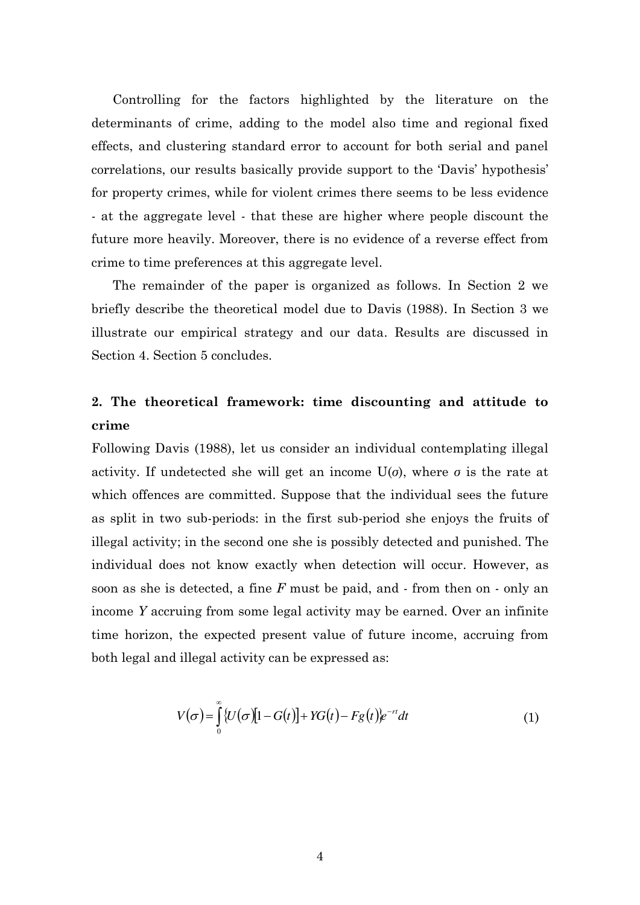Controlling for the factors highlighted by the literature on the determinants of crime, adding to the model also time and regional fixed effects, and clustering standard error to account for both serial and panel correlations, our results basically provide support to the 'Davis' hypothesis' for property crimes, while for violent crimes there seems to be less evidence - at the aggregate level - that these are higher where people discount the future more heavily. Moreover, there is no evidence of a reverse effect from crime to time preferences at this aggregate level.

The remainder of the paper is organized as follows. In Section 2 we briefly describe the theoretical model due to Davis (1988). In Section 3 we illustrate our empirical strategy and our data. Results are discussed in Section 4. Section 5 concludes.

## 2. The theoretical framework: time discounting and attitude to crime

Following Davis (1988), let us consider an individual contemplating illegal activity. If undetected she will get an income $U(\sigma)$, where $\sigma$ is the rate at which offences are committed. Suppose that the individual sees the future as split in two sub-periods: in the first sub-period she enjoys the fruits of illegal activity; in the second one she is possibly detected and punished. The individual does not know exactly when detection will occur. However, as soon as she is detected, a fine $F$ must be paid, and - from then on - only an income $Y$ accruing from some legal activity may be earned. Over an infinite time horizon, the expected present value of future income, accruing from both legal and illegal activity can be expressed as:

$$V(\sigma) = \int_0^\infty \{U(\sigma)[1 - G(t)] + YG(t) - Fg(t)\} e^{-rt} dt \tag{1}$$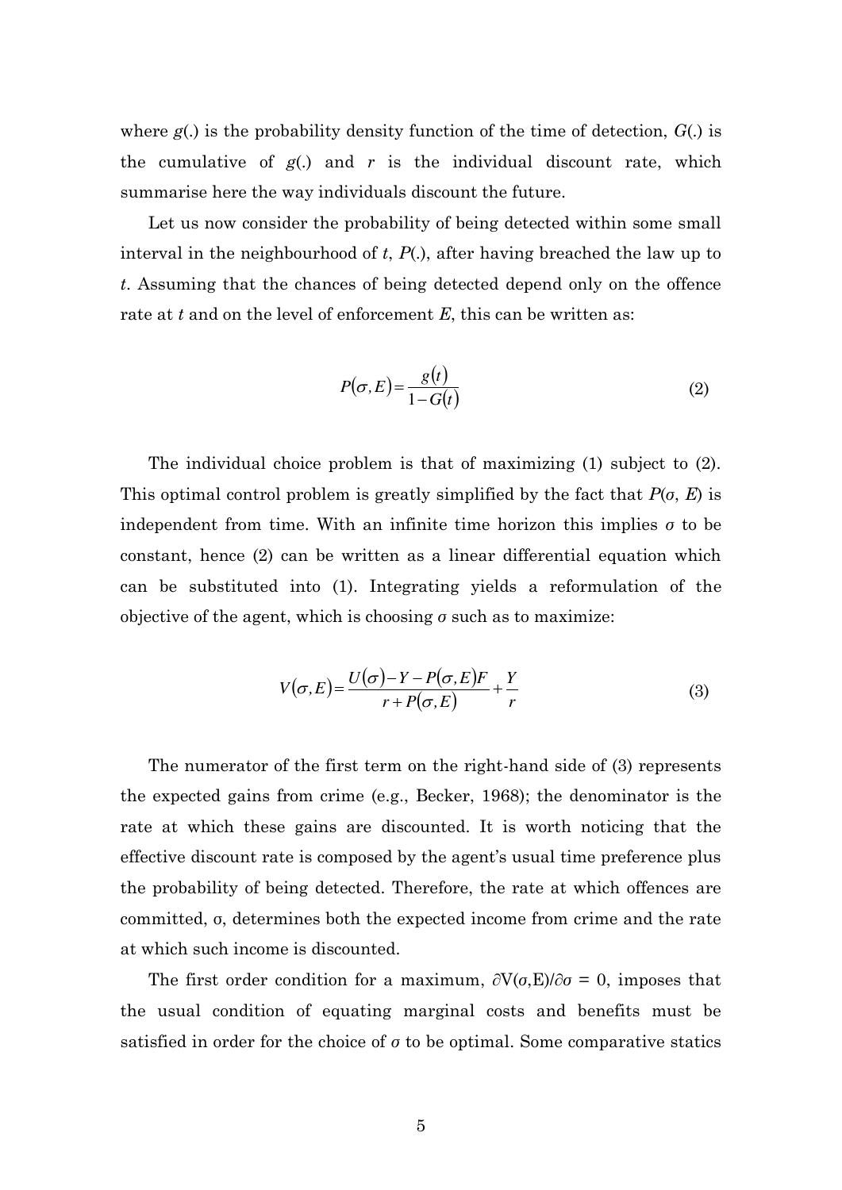where $g(.)$ is the probability density function of the time of detection, $G(.)$ is the cumulative of $g(.)$ and $r$ is the individual discount rate, which summarise here the way individuals discount the future.

Let us now consider the probability of being detected within some small interval in the neighbourhood of $t$, $P(.)$, after having breached the law up to $t$. Assuming that the chances of being detected depend only on the offence rate at $t$ and on the level of enforcement $E$, this can be written as:

$$P(\sigma, E) = \frac{g(t)}{1 - G(t)} \tag{2}$$

The individual choice problem is that of maximizing (1) subject to (2). This optimal control problem is greatly simplified by the fact that $P(\sigma, E)$ is independent from time. With an infinite time horizon this implies $\sigma$ to be constant, hence (2) can be written as a linear differential equation which can be substituted into (1). Integrating yields a reformulation of the objective of the agent, which is choosing $\sigma$ such as to maximize:

$$V(\sigma, E) = \frac{U(\sigma) - Y - P(\sigma, E)F}{r + P(\sigma, E)} + \frac{Y}{r} \tag{3}$$

The numerator of the first term on the right-hand side of (3) represents the expected gains from crime (e.g., Becker, 1968); the denominator is the rate at which these gains are discounted. It is worth noticing that the effective discount rate is composed by the agent's usual time preference plus the probability of being detected. Therefore, the rate at which offences are committed, $\sigma$, determines both the expected income from crime and the rate at which such income is discounted.

The first order condition for a maximum, $\partial V(\sigma,E)/\partial \sigma = 0$, imposes that the usual condition of equating marginal costs and benefits must be satisfied in order for the choice of $\sigma$ to be optimal. Some comparative statics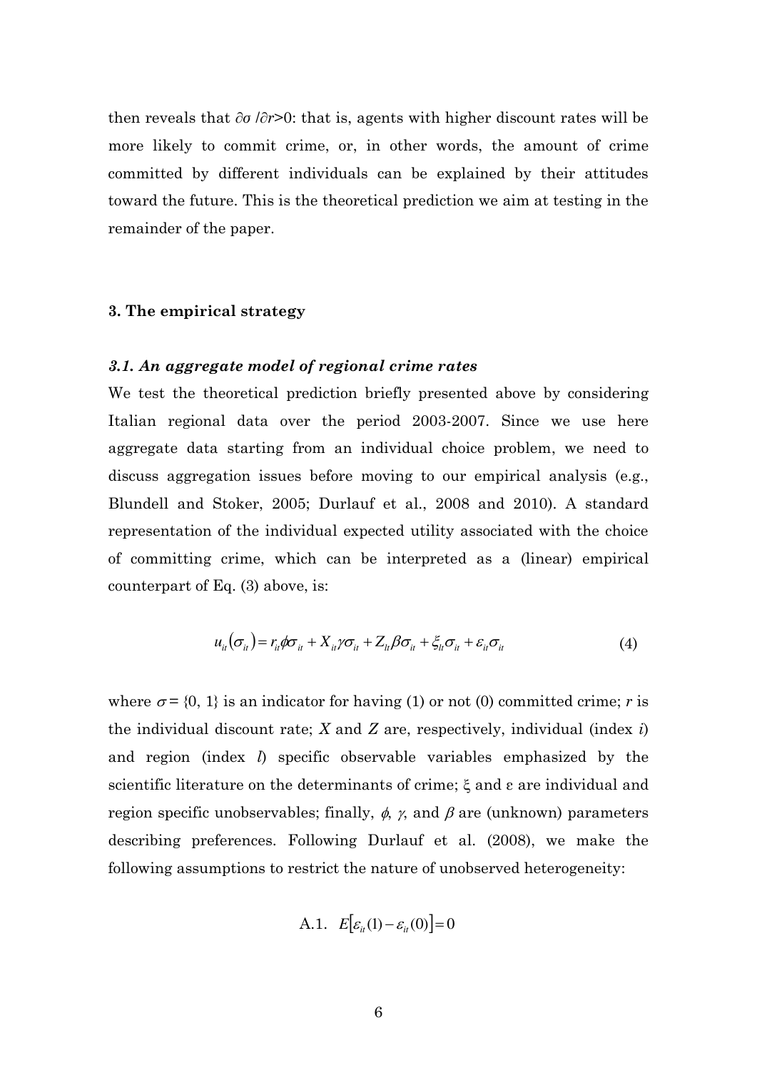then reveals that $\partial\sigma / \partial r > 0$: that is, agents with higher discount rates will be more likely to commit crime, or, in other words, the amount of crime committed by different individuals can be explained by their attitudes toward the future. This is the theoretical prediction we aim at testing in the remainder of the paper.

## 3. The empirical strategy

### *3.1. An aggregate model of regional crime rates*

We test the theoretical prediction briefly presented above by considering Italian regional data over the period 2003-2007. Since we use here aggregate data starting from an individual choice problem, we need to discuss aggregation issues before moving to our empirical analysis (e.g., Blundell and Stoker, 2005; Durlauf et al., 2008 and 2010). A standard representation of the individual expected utility associated with the choice of committing crime, which can be interpreted as a (linear) empirical counterpart of Eq. (3) above, is:

$$u_{it}(\sigma_{it}) = r_{it}\phi\sigma_{it} + X_{it}\gamma\sigma_{it} + Z_{lt}\beta\sigma_{it} + \xi_{lt}\sigma_{it} + \varepsilon_{it}\sigma_{it} \tag{4}$$

where $\sigma = \{0, 1\}$ is an indicator for having (1) or not (0) committed crime; $r$ is the individual discount rate; $X$ and $Z$ are, respectively, individual (index $i$) and region (index $l$) specific observable variables emphasized by the scientific literature on the determinants of crime; $\xi$ and $\varepsilon$ are individual and region specific unobservables; finally, $\phi$, $\gamma$, and $\beta$ are (unknown) parameters describing preferences. Following Durlauf et al. (2008), we make the following assumptions to restrict the nature of unobserved heterogeneity:

$$\text{A.1.} \quad E[\varepsilon_{it}(1) - \varepsilon_{it}(0)] = 0$$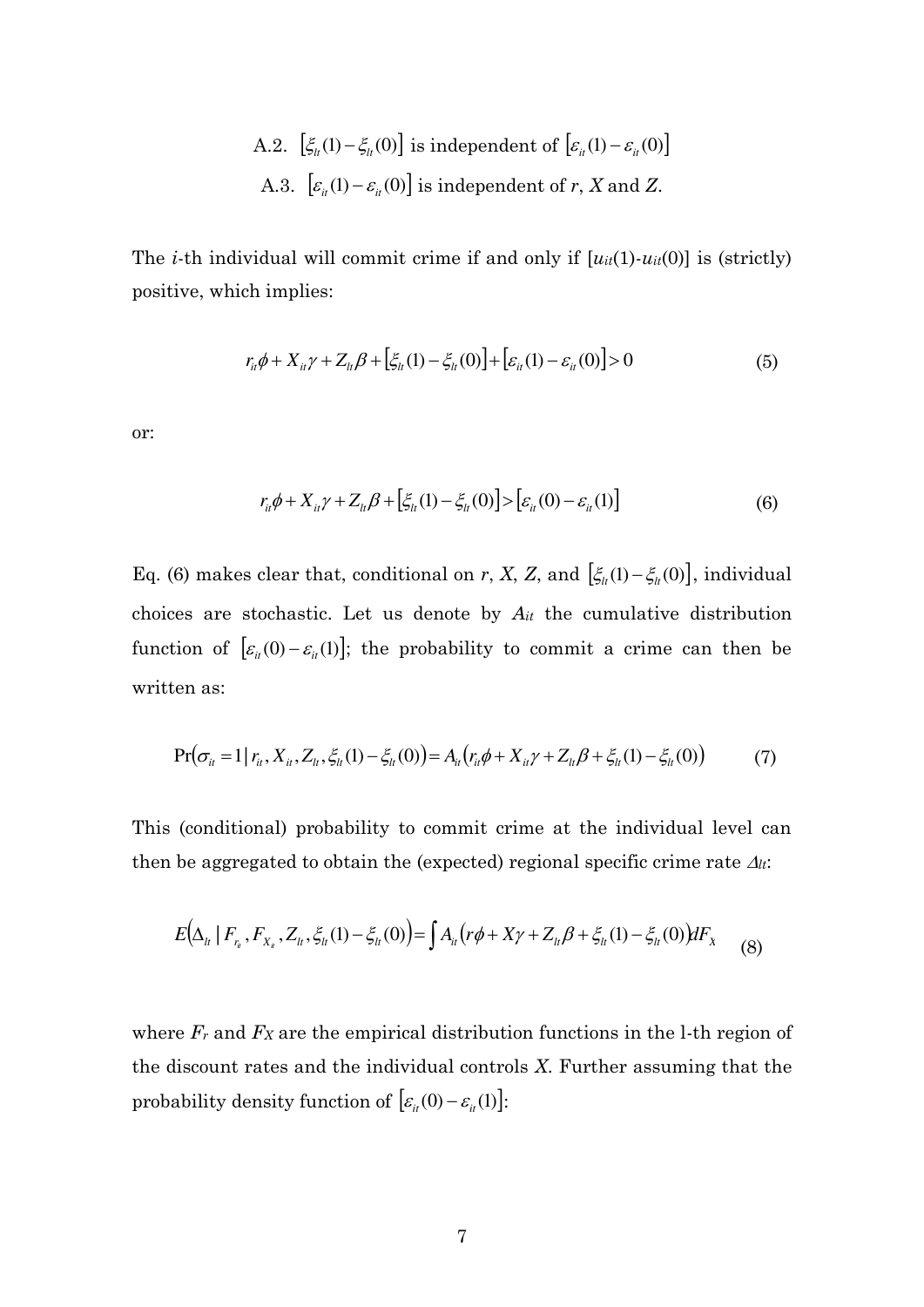A.2. $\left[\xi_{lt}(1)-\xi_{lt}(0)\right]$ is independent of $\left[\varepsilon_{it}(1)-\varepsilon_{it}(0)\right]$

A.3. $\left[\varepsilon_{it}(1)-\varepsilon_{it}(0)\right]$ is independent of *r*, *X* and *Z*.

The *i*-th individual will commit crime if and only if $[u_{it}(1)-u_{it}(0)]$ is (strictly) positive, which implies:

$$r_{it}\phi + X_{it}\gamma + Z_{lt}\beta + \left[\xi_{lt}(1)-\xi_{lt}(0)\right] + \left[\varepsilon_{it}(1)-\varepsilon_{it}(0)\right] > 0 \tag{5}$$

or:

$$r_{it}\phi + X_{it}\gamma + Z_{lt}\beta + \left[\xi_{lt}(1)-\xi_{lt}(0)\right] > \left[\varepsilon_{it}(0)-\varepsilon_{it}(1)\right] \tag{6}$$

Eq. (6) makes clear that, conditional on *r*, *X*, *Z*, and $\left[\xi_{lt}(1)-\xi_{lt}(0)\right]$, individual choices are stochastic. Let us denote by $A_{it}$ the cumulative distribution function of $\left[\varepsilon_{it}(0)-\varepsilon_{it}(1)\right]$; the probability to commit a crime can then be written as:

$$\Pr\left(\sigma_{it}=1 \mid r_{it}, X_{it}, Z_{lt}, \xi_{lt}(1)-\xi_{lt}(0)\right) = A_{it}\left(r_{it}\phi + X_{it}\gamma + Z_{lt}\beta + \xi_{lt}(1)-\xi_{lt}(0)\right) \tag{7}$$

This (conditional) probability to commit crime at the individual level can then be aggregated to obtain the (expected) regional specific crime rate $\Delta_{lt}$:

$$E\left(\Delta_{lt} \mid F_{r_{it}}, F_{X_{it}}, Z_{lt}, \xi_{lt}(1)-\xi_{lt}(0)\right) = \int A_{it}\left(r\phi + X\gamma + Z_{lt}\beta + \xi_{lt}(1)-\xi_{lt}(0)\right) dF_X \tag{8}$$

where $F_r$ and $F_X$ are the empirical distribution functions in the l-th region of the discount rates and the individual controls *X*. Further assuming that the probability density function of $\left[\varepsilon_{it}(0)-\varepsilon_{it}(1)\right]$: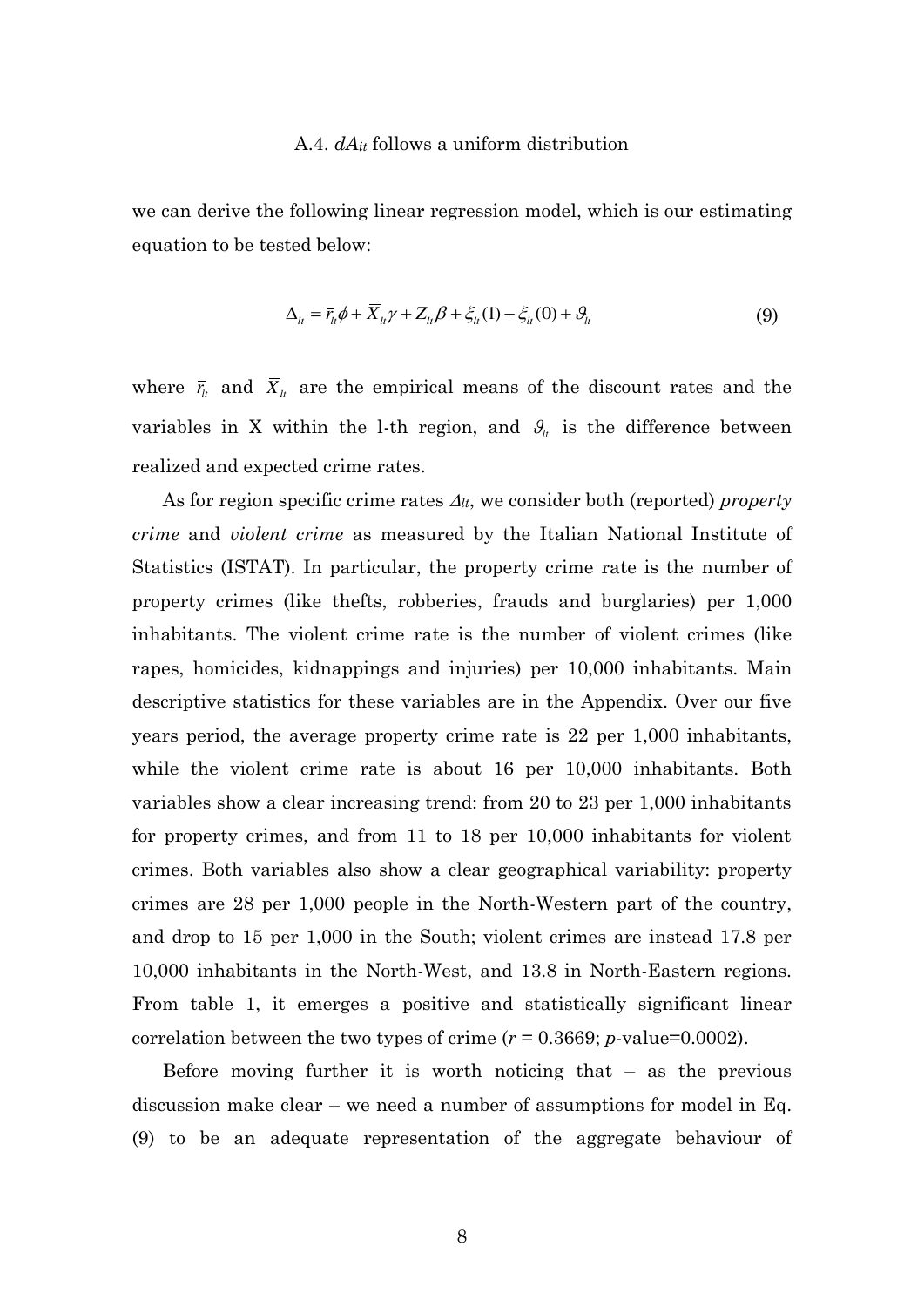A.4. $dA_{lt}$ follows a uniform distribution

we can derive the following linear regression model, which is our estimating equation to be tested below:

$$\Delta_{lt} = \bar{r}_{lt}\phi + \bar{X}_{lt}\gamma + Z_{lt}\beta + \xi_{lt}(1) - \xi_{lt}(0) + \vartheta_{lt} \tag{9}$$

where $\bar{r}_{lt}$ and $\bar{X}_{lt}$ are the empirical means of the discount rates and the variables in X within the l-th region, and $\vartheta_{lt}$ is the difference between realized and expected crime rates.

As for region specific crime rates $\Delta_{lt}$, we consider both (reported) *property crime* and *violent crime* as measured by the Italian National Institute of Statistics (ISTAT). In particular, the property crime rate is the number of property crimes (like thefts, robberies, frauds and burglaries) per 1,000 inhabitants. The violent crime rate is the number of violent crimes (like rapes, homicides, kidnappings and injuries) per 10,000 inhabitants. Main descriptive statistics for these variables are in the Appendix. Over our five years period, the average property crime rate is 22 per 1,000 inhabitants, while the violent crime rate is about 16 per 10,000 inhabitants. Both variables show a clear increasing trend: from 20 to 23 per 1,000 inhabitants for property crimes, and from 11 to 18 per 10,000 inhabitants for violent crimes. Both variables also show a clear geographical variability: property crimes are 28 per 1,000 people in the North-Western part of the country, and drop to 15 per 1,000 in the South; violent crimes are instead 17.8 per 10,000 inhabitants in the North-West, and 13.8 in North-Eastern regions. From table 1, it emerges a positive and statistically significant linear correlation between the two types of crime ($r$ = 0.3669; $p$-value=0.0002).

Before moving further it is worth noticing that – as the previous discussion make clear – we need a number of assumptions for model in Eq. (9) to be an adequate representation of the aggregate behaviour of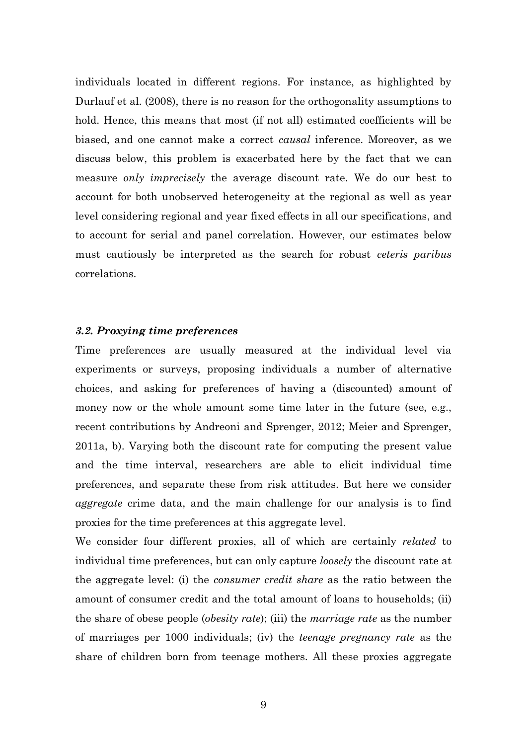individuals located in different regions. For instance, as highlighted by Durlauf et al. (2008), there is no reason for the orthogonality assumptions to hold. Hence, this means that most (if not all) estimated coefficients will be biased, and one cannot make a correct *causal* inference. Moreover, as we discuss below, this problem is exacerbated here by the fact that we can measure *only imprecisely* the average discount rate. We do our best to account for both unobserved heterogeneity at the regional as well as year level considering regional and year fixed effects in all our specifications, and to account for serial and panel correlation. However, our estimates below must cautiously be interpreted as the search for robust *ceteris paribus* correlations.

### *3.2. Proxying time preferences*

Time preferences are usually measured at the individual level via experiments or surveys, proposing individuals a number of alternative choices, and asking for preferences of having a (discounted) amount of money now or the whole amount some time later in the future (see, e.g., recent contributions by Andreoni and Sprenger, 2012; Meier and Sprenger, 2011a, b). Varying both the discount rate for computing the present value and the time interval, researchers are able to elicit individual time preferences, and separate these from risk attitudes. But here we consider *aggregate* crime data, and the main challenge for our analysis is to find proxies for the time preferences at this aggregate level.

We consider four different proxies, all of which are certainly *related* to individual time preferences, but can only capture *loosely* the discount rate at the aggregate level: (i) the *consumer credit share* as the ratio between the amount of consumer credit and the total amount of loans to households; (ii) the share of obese people (*obesity rate*); (iii) the *marriage rate* as the number of marriages per 1000 individuals; (iv) the *teenage pregnancy rate* as the share of children born from teenage mothers. All these proxies aggregate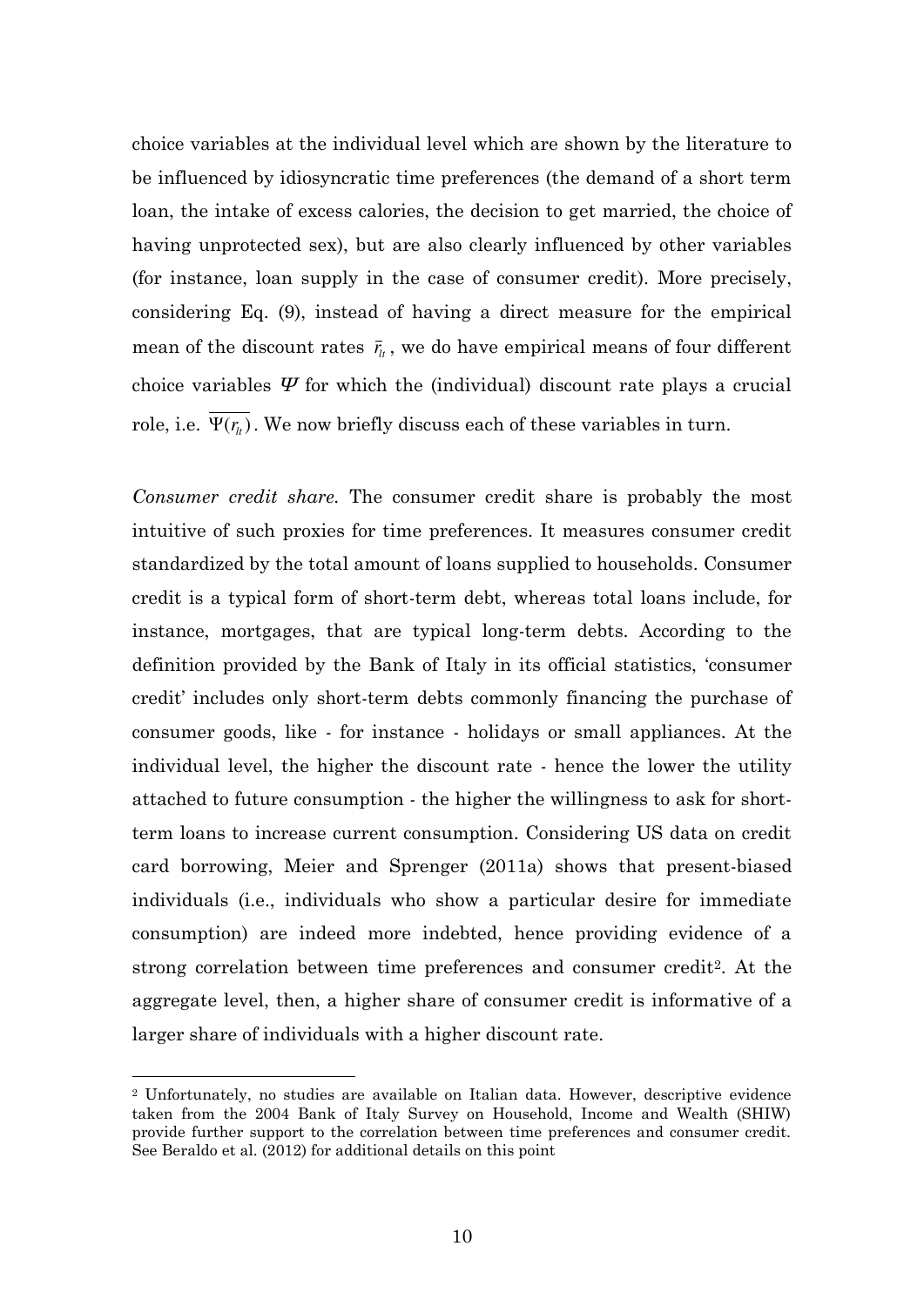choice variables at the individual level which are shown by the literature to be influenced by idiosyncratic time preferences (the demand of a short term loan, the intake of excess calories, the decision to get married, the choice of having unprotected sex), but are also clearly influenced by other variables (for instance, loan supply in the case of consumer credit). More precisely, considering Eq. (9), instead of having a direct measure for the empirical mean of the discount rates $\bar{r}_{lt}$, we do have empirical means of four different choice variables $\Psi$ for which the (individual) discount rate plays a crucial role, i.e. $\overline{\Psi(r_{lt})}$. We now briefly discuss each of these variables in turn.

*Consumer credit share.* The consumer credit share is probably the most intuitive of such proxies for time preferences. It measures consumer credit standardized by the total amount of loans supplied to households. Consumer credit is a typical form of short-term debt, whereas total loans include, for instance, mortgages, that are typical long-term debts. According to the definition provided by the Bank of Italy in its official statistics, 'consumer credit' includes only short-term debts commonly financing the purchase of consumer goods, like - for instance - holidays or small appliances. At the individual level, the higher the discount rate - hence the lower the utility attached to future consumption - the higher the willingness to ask for short-term loans to increase current consumption. Considering US data on credit card borrowing, Meier and Sprenger (2011a) shows that present-biased individuals (i.e., individuals who show a particular desire for immediate consumption) are indeed more indebted, hence providing evidence of a strong correlation between time preferences and consumer credit[2]. At the aggregate level, then, a higher share of consumer credit is informative of a larger share of individuals with a higher discount rate.

[2] Unfortunately, no studies are available on Italian data. However, descriptive evidence taken from the 2004 Bank of Italy Survey on Household, Income and Wealth (SHIW) provide further support to the correlation between time preferences and consumer credit. See Beraldo et al. (2012) for additional details on this point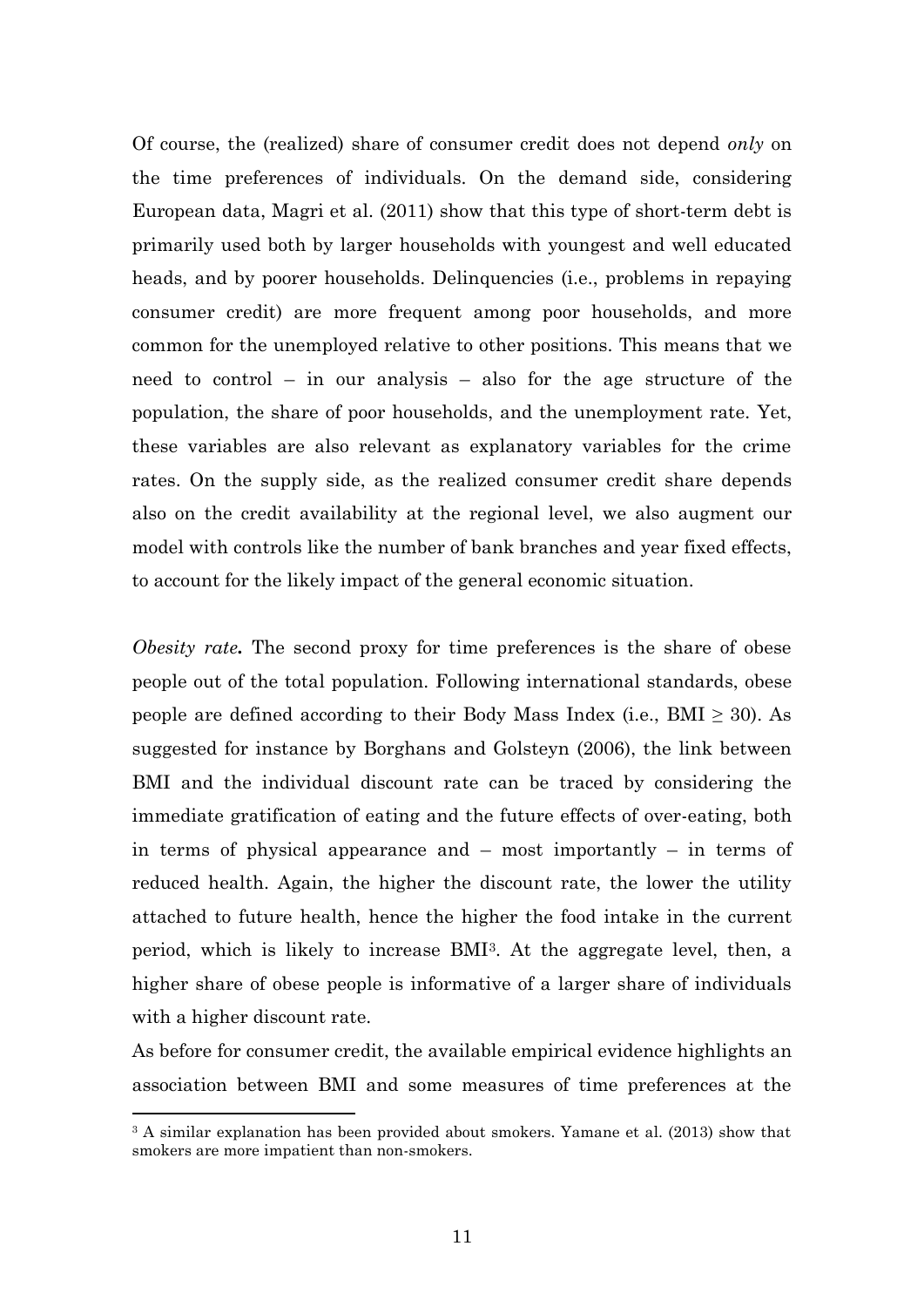Of course, the (realized) share of consumer credit does not depend *only* on the time preferences of individuals. On the demand side, considering European data, Magri et al. (2011) show that this type of short-term debt is primarily used both by larger households with youngest and well educated heads, and by poorer households. Delinquencies (i.e., problems in repaying consumer credit) are more frequent among poor households, and more common for the unemployed relative to other positions. This means that we need to control – in our analysis – also for the age structure of the population, the share of poor households, and the unemployment rate. Yet, these variables are also relevant as explanatory variables for the crime rates. On the supply side, as the realized consumer credit share depends also on the credit availability at the regional level, we also augment our model with controls like the number of bank branches and year fixed effects, to account for the likely impact of the general economic situation.

***Obesity rate.*** The second proxy for time preferences is the share of obese people out of the total population. Following international standards, obese people are defined according to their Body Mass Index (i.e., BMI $\geq 30$). As suggested for instance by Borghans and Golsteyn (2006), the link between BMI and the individual discount rate can be traced by considering the immediate gratification of eating and the future effects of over-eating, both in terms of physical appearance and – most importantly – in terms of reduced health. Again, the higher the discount rate, the lower the utility attached to future health, hence the higher the food intake in the current period, which is likely to increase BMI[3]. At the aggregate level, then, a higher share of obese people is informative of a larger share of individuals with a higher discount rate.

As before for consumer credit, the available empirical evidence highlights an association between BMI and some measures of time preferences at the

[3] A similar explanation has been provided about smokers. Yamane et al. (2013) show that smokers are more impatient than non-smokers.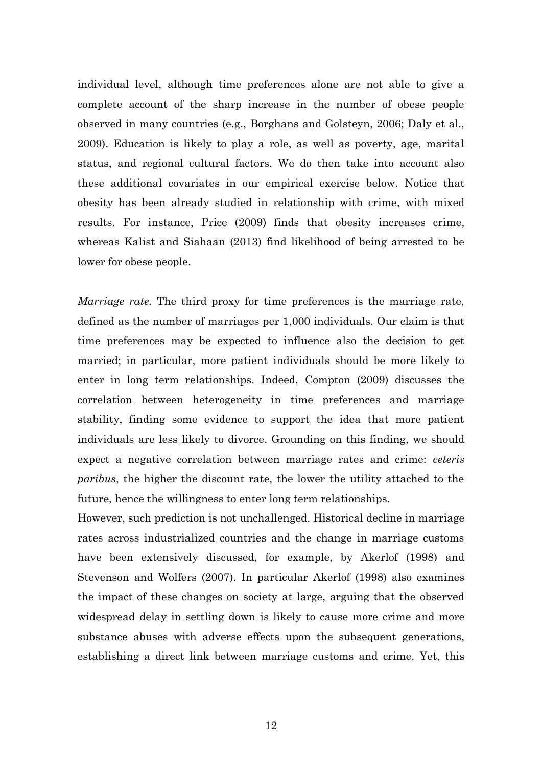individual level, although time preferences alone are not able to give a complete account of the sharp increase in the number of obese people observed in many countries (e.g., Borghans and Golsteyn, 2006; Daly et al., 2009). Education is likely to play a role, as well as poverty, age, marital status, and regional cultural factors. We do then take into account also these additional covariates in our empirical exercise below. Notice that obesity has been already studied in relationship with crime, with mixed results. For instance, Price (2009) finds that obesity increases crime, whereas Kalist and Siahaan (2013) find likelihood of being arrested to be lower for obese people.

*Marriage rate.* The third proxy for time preferences is the marriage rate, defined as the number of marriages per 1,000 individuals. Our claim is that time preferences may be expected to influence also the decision to get married; in particular, more patient individuals should be more likely to enter in long term relationships. Indeed, Compton (2009) discusses the correlation between heterogeneity in time preferences and marriage stability, finding some evidence to support the idea that more patient individuals are less likely to divorce. Grounding on this finding, we should expect a negative correlation between marriage rates and crime: *ceteris paribus*, the higher the discount rate, the lower the utility attached to the future, hence the willingness to enter long term relationships.

However, such prediction is not unchallenged. Historical decline in marriage rates across industrialized countries and the change in marriage customs have been extensively discussed, for example, by Akerlof (1998) and Stevenson and Wolfers (2007). In particular Akerlof (1998) also examines the impact of these changes on society at large, arguing that the observed widespread delay in settling down is likely to cause more crime and more substance abuses with adverse effects upon the subsequent generations, establishing a direct link between marriage customs and crime. Yet, this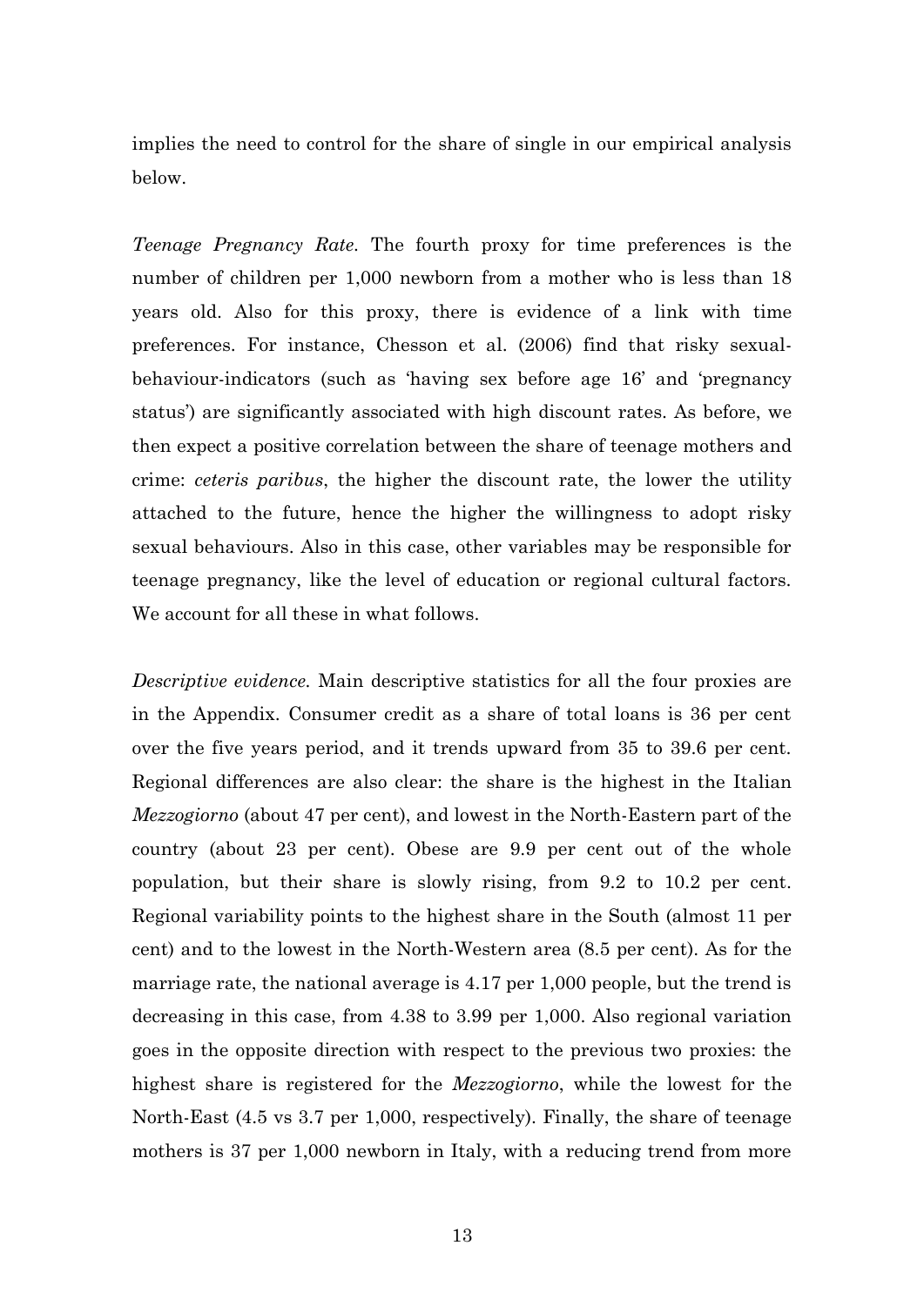implies the need to control for the share of single in our empirical analysis below.

*Teenage Pregnancy Rate*. The fourth proxy for time preferences is the number of children per 1,000 newborn from a mother who is less than 18 years old. Also for this proxy, there is evidence of a link with time preferences. For instance, Chesson et al. (2006) find that risky sexual-behaviour-indicators (such as 'having sex before age 16' and 'pregnancy status') are significantly associated with high discount rates. As before, we then expect a positive correlation between the share of teenage mothers and crime: *ceteris paribus*, the higher the discount rate, the lower the utility attached to the future, hence the higher the willingness to adopt risky sexual behaviours. Also in this case, other variables may be responsible for teenage pregnancy, like the level of education or regional cultural factors. We account for all these in what follows.

*Descriptive evidence*. Main descriptive statistics for all the four proxies are in the Appendix. Consumer credit as a share of total loans is 36 per cent over the five years period, and it trends upward from 35 to 39.6 per cent. Regional differences are also clear: the share is the highest in the Italian *Mezzogiorno* (about 47 per cent), and lowest in the North-Eastern part of the country (about 23 per cent). Obese are 9.9 per cent out of the whole population, but their share is slowly rising, from 9.2 to 10.2 per cent. Regional variability points to the highest share in the South (almost 11 per cent) and to the lowest in the North-Western area (8.5 per cent). As for the marriage rate, the national average is 4.17 per 1,000 people, but the trend is decreasing in this case, from 4.38 to 3.99 per 1,000. Also regional variation goes in the opposite direction with respect to the previous two proxies: the highest share is registered for the *Mezzogiorno*, while the lowest for the North-East (4.5 vs 3.7 per 1,000, respectively). Finally, the share of teenage mothers is 37 per 1,000 newborn in Italy, with a reducing trend from more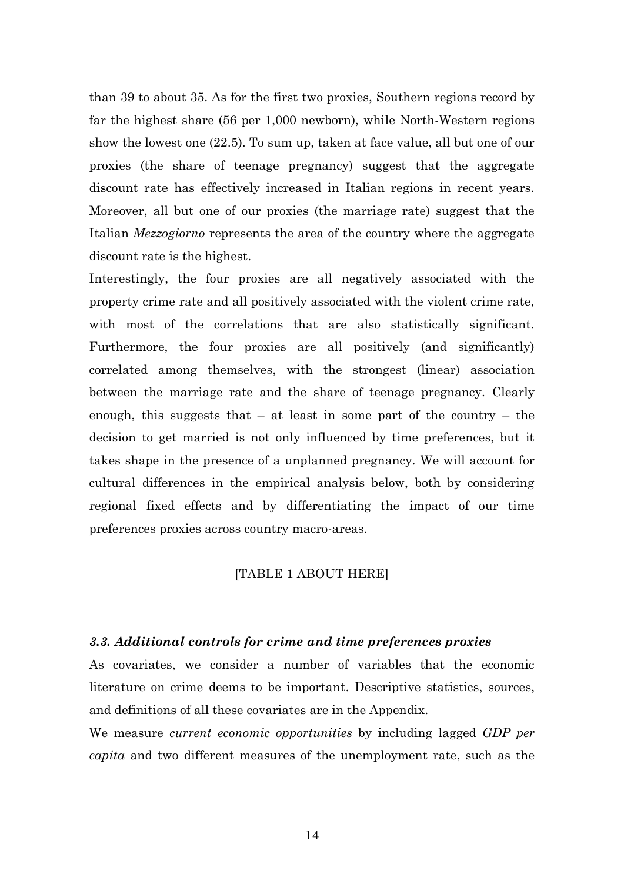than 39 to about 35. As for the first two proxies, Southern regions record by far the highest share (56 per 1,000 newborn), while North-Western regions show the lowest one (22.5). To sum up, taken at face value, all but one of our proxies (the share of teenage pregnancy) suggest that the aggregate discount rate has effectively increased in Italian regions in recent years. Moreover, all but one of our proxies (the marriage rate) suggest that the Italian *Mezzogiorno* represents the area of the country where the aggregate discount rate is the highest.

Interestingly, the four proxies are all negatively associated with the property crime rate and all positively associated with the violent crime rate, with most of the correlations that are also statistically significant. Furthermore, the four proxies are all positively (and significantly) correlated among themselves, with the strongest (linear) association between the marriage rate and the share of teenage pregnancy. Clearly enough, this suggests that – at least in some part of the country – the decision to get married is not only influenced by time preferences, but it takes shape in the presence of a unplanned pregnancy. We will account for cultural differences in the empirical analysis below, both by considering regional fixed effects and by differentiating the impact of our time preferences proxies across country macro-areas.

[TABLE 1 ABOUT HERE]

### *3.3. Additional controls for crime and time preferences proxies*

As covariates, we consider a number of variables that the economic literature on crime deems to be important. Descriptive statistics, sources, and definitions of all these covariates are in the Appendix.

We measure *current economic opportunities* by including lagged *GDP per capita* and two different measures of the unemployment rate, such as the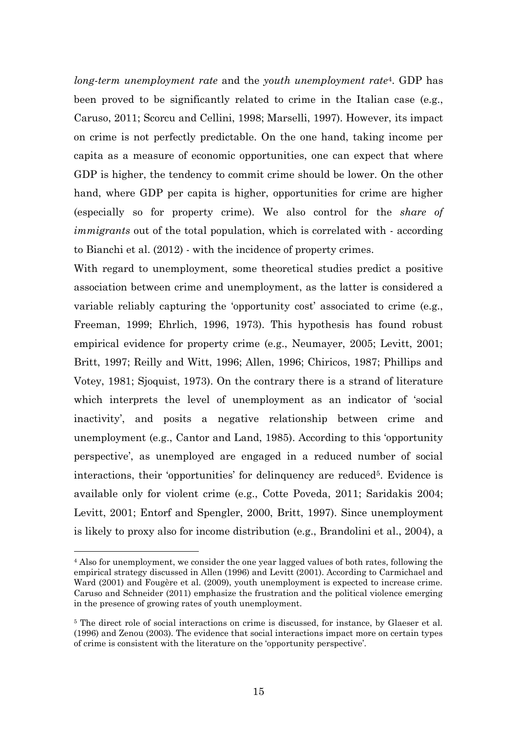*long-term unemployment rate* and the *youth unemployment rate*[4]. GDP has been proved to be significantly related to crime in the Italian case (e.g., Caruso, 2011; Scorcu and Cellini, 1998; Marselli, 1997). However, its impact on crime is not perfectly predictable. On the one hand, taking income per capita as a measure of economic opportunities, one can expect that where GDP is higher, the tendency to commit crime should be lower. On the other hand, where GDP per capita is higher, opportunities for crime are higher (especially so for property crime). We also control for the *share of immigrants* out of the total population, which is correlated with - according to Bianchi et al. (2012) - with the incidence of property crimes.

With regard to unemployment, some theoretical studies predict a positive association between crime and unemployment, as the latter is considered a variable reliably capturing the 'opportunity cost' associated to crime (e.g., Freeman, 1999; Ehrlich, 1996, 1973). This hypothesis has found robust empirical evidence for property crime (e.g., Neumayer, 2005; Levitt, 2001; Britt, 1997; Reilly and Witt, 1996; Allen, 1996; Chiricos, 1987; Phillips and Votey, 1981; Sjoquist, 1973). On the contrary there is a strand of literature which interprets the level of unemployment as an indicator of 'social inactivity', and posits a negative relationship between crime and unemployment (e.g., Cantor and Land, 1985). According to this 'opportunity perspective', as unemployed are engaged in a reduced number of social interactions, their 'opportunities' for delinquency are reduced[5]. Evidence is available only for violent crime (e.g., Cotte Poveda, 2011; Saridakis 2004; Levitt, 2001; Entorf and Spengler, 2000, Britt, 1997). Since unemployment is likely to proxy also for income distribution (e.g., Brandolini et al., 2004), a

---

[4] Also for unemployment, we consider the one year lagged values of both rates, following the empirical strategy discussed in Allen (1996) and Levitt (2001). According to Carmichael and Ward (2001) and Fougère et al. (2009), youth unemployment is expected to increase crime. Caruso and Schneider (2011) emphasize the frustration and the political violence emerging in the presence of growing rates of youth unemployment.

[5] The direct role of social interactions on crime is discussed, for instance, by Glaeser et al. (1996) and Zenou (2003). The evidence that social interactions impact more on certain types of crime is consistent with the literature on the 'opportunity perspective'.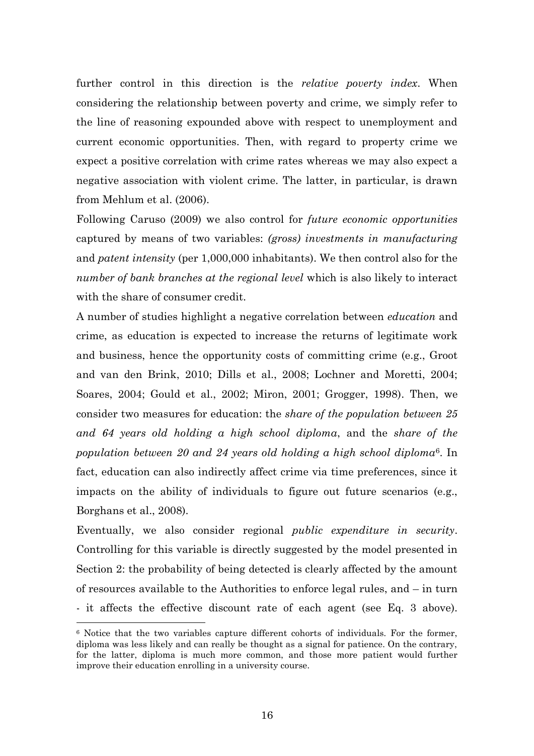further control in this direction is the *relative poverty index*. When considering the relationship between poverty and crime, we simply refer to the line of reasoning expounded above with respect to unemployment and current economic opportunities. Then, with regard to property crime we expect a positive correlation with crime rates whereas we may also expect a negative association with violent crime. The latter, in particular, is drawn from Mehlum et al. (2006).

Following Caruso (2009) we also control for *future economic opportunities* captured by means of two variables: *(gross) investments in manufacturing* and *patent intensity* (per 1,000,000 inhabitants). We then control also for the *number of bank branches at the regional level* which is also likely to interact with the share of consumer credit.

A number of studies highlight a negative correlation between *education* and crime, as education is expected to increase the returns of legitimate work and business, hence the opportunity costs of committing crime (e.g., Groot and van den Brink, 2010; Dills et al., 2008; Lochner and Moretti, 2004; Soares, 2004; Gould et al., 2002; Miron, 2001; Grogger, 1998). Then, we consider two measures for education: the *share of the population between 25 and 64 years old holding a high school diploma*, and the *share of the population between 20 and 24 years old holding a high school diploma*[6]. In fact, education can also indirectly affect crime via time preferences, since it impacts on the ability of individuals to figure out future scenarios (e.g., Borghans et al., 2008).

Eventually, we also consider regional *public expenditure in security*. Controlling for this variable is directly suggested by the model presented in Section 2: the probability of being detected is clearly affected by the amount of resources available to the Authorities to enforce legal rules, and – in turn - it affects the effective discount rate of each agent (see Eq. 3 above).

---

[6] Notice that the two variables capture different cohorts of individuals. For the former, diploma was less likely and can really be thought as a signal for patience. On the contrary, for the latter, diploma is much more common, and those more patient would further improve their education enrolling in a university course.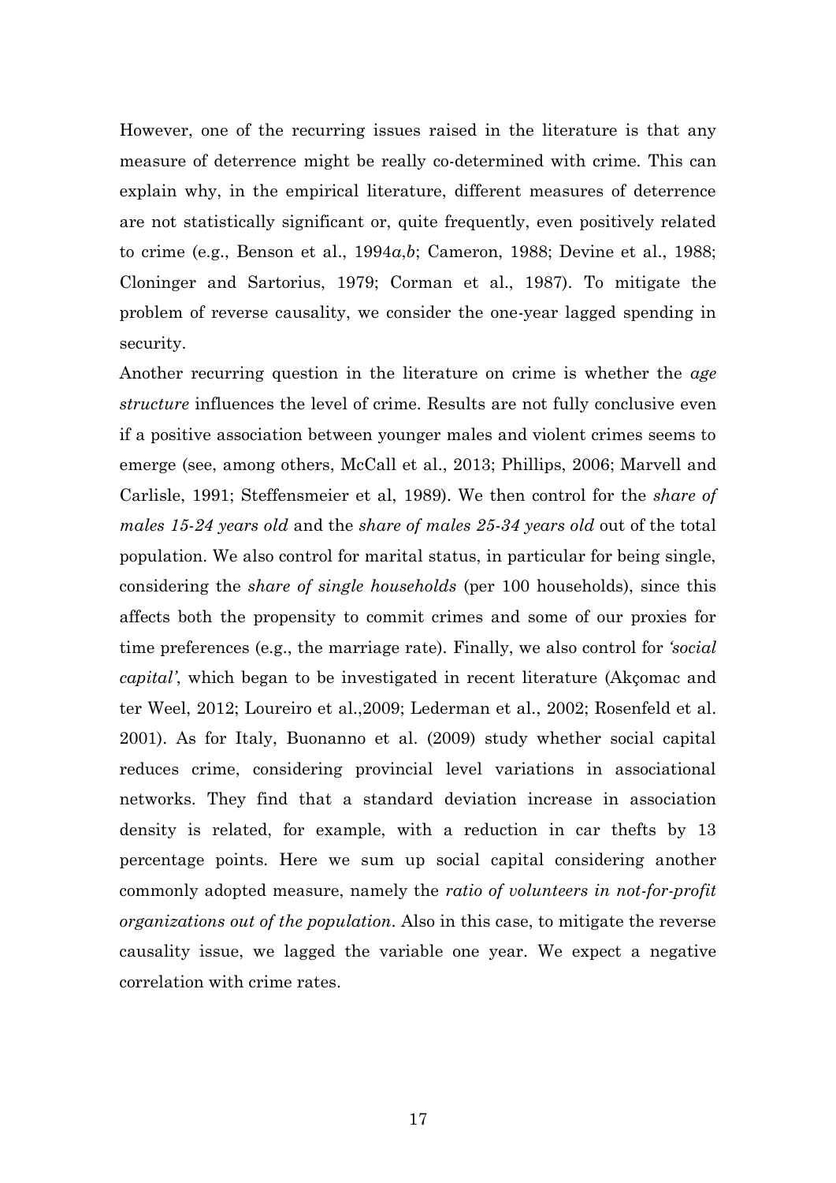However, one of the recurring issues raised in the literature is that any measure of deterrence might be really co-determined with crime. This can explain why, in the empirical literature, different measures of deterrence are not statistically significant or, quite frequently, even positively related to crime (e.g., Benson et al., 1994*a*,*b*; Cameron, 1988; Devine et al., 1988; Cloninger and Sartorius, 1979; Corman et al., 1987). To mitigate the problem of reverse causality, we consider the one-year lagged spending in security.

Another recurring question in the literature on crime is whether the *age structure* influences the level of crime. Results are not fully conclusive even if a positive association between younger males and violent crimes seems to emerge (see, among others, McCall et al., 2013; Phillips, 2006; Marvell and Carlisle, 1991; Steffensmeier et al, 1989). We then control for the *share of males 15-24 years old* and the *share of males 25-34 years old* out of the total population. We also control for marital status, in particular for being single, considering the *share of single households* (per 100 households), since this affects both the propensity to commit crimes and some of our proxies for time preferences (e.g., the marriage rate). Finally, we also control for *'social capital'*, which began to be investigated in recent literature (Akçomac and ter Weel, 2012; Loureiro et al.,2009; Lederman et al., 2002; Rosenfeld et al. 2001). As for Italy, Buonanno et al. (2009) study whether social capital reduces crime, considering provincial level variations in associational networks. They find that a standard deviation increase in association density is related, for example, with a reduction in car thefts by 13 percentage points. Here we sum up social capital considering another commonly adopted measure, namely the *ratio of volunteers in not-for-profit organizations out of the population*. Also in this case, to mitigate the reverse causality issue, we lagged the variable one year. We expect a negative correlation with crime rates.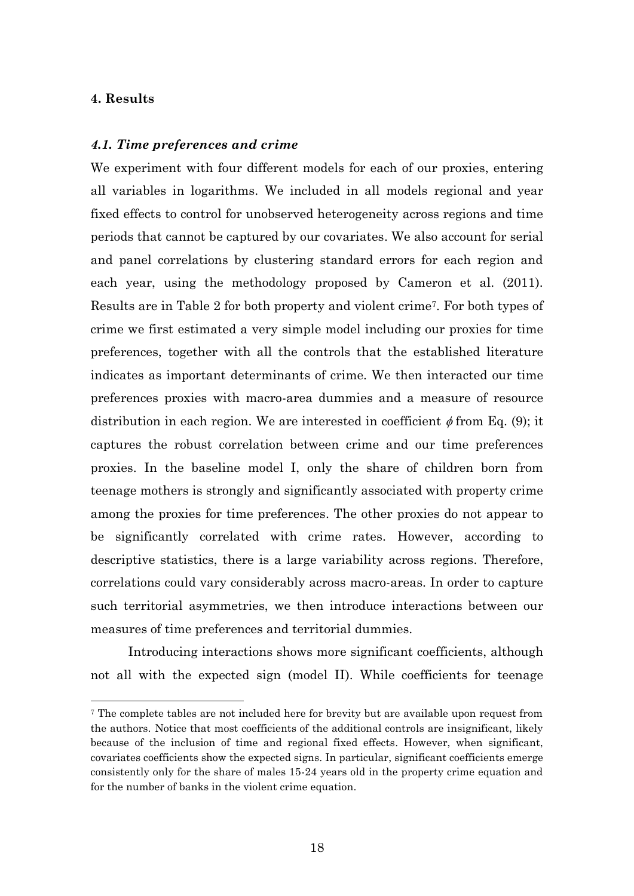## 4. Results

### *4.1. Time preferences and crime*

We experiment with four different models for each of our proxies, entering all variables in logarithms. We included in all models regional and year fixed effects to control for unobserved heterogeneity across regions and time periods that cannot be captured by our covariates. We also account for serial and panel correlations by clustering standard errors for each region and each year, using the methodology proposed by Cameron et al. (2011). Results are in Table 2 for both property and violent crime[7]. For both types of crime we first estimated a very simple model including our proxies for time preferences, together with all the controls that the established literature indicates as important determinants of crime. We then interacted our time preferences proxies with macro-area dummies and a measure of resource distribution in each region. We are interested in coefficient $\phi$ from Eq. (9); it captures the robust correlation between crime and our time preferences proxies. In the baseline model I, only the share of children born from teenage mothers is strongly and significantly associated with property crime among the proxies for time preferences. The other proxies do not appear to be significantly correlated with crime rates. However, according to descriptive statistics, there is a large variability across regions. Therefore, correlations could vary considerably across macro-areas. In order to capture such territorial asymmetries, we then introduce interactions between our measures of time preferences and territorial dummies.

Introducing interactions shows more significant coefficients, although not all with the expected sign (model II). While coefficients for teenage

[7] The complete tables are not included here for brevity but are available upon request from the authors. Notice that most coefficients of the additional controls are insignificant, likely because of the inclusion of time and regional fixed effects. However, when significant, covariates coefficients show the expected signs. In particular, significant coefficients emerge consistently only for the share of males 15-24 years old in the property crime equation and for the number of banks in the violent crime equation.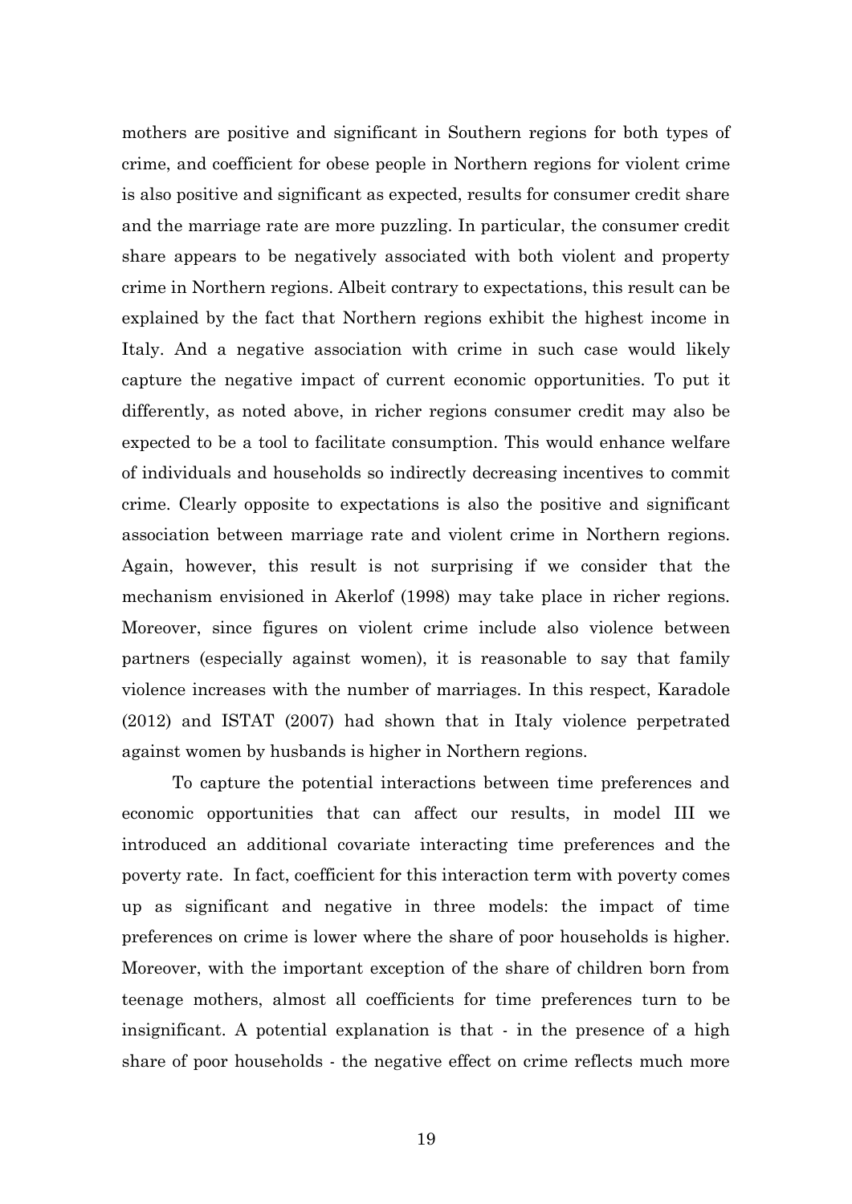mothers are positive and significant in Southern regions for both types of crime, and coefficient for obese people in Northern regions for violent crime is also positive and significant as expected, results for consumer credit share and the marriage rate are more puzzling. In particular, the consumer credit share appears to be negatively associated with both violent and property crime in Northern regions. Albeit contrary to expectations, this result can be explained by the fact that Northern regions exhibit the highest income in Italy. And a negative association with crime in such case would likely capture the negative impact of current economic opportunities. To put it differently, as noted above, in richer regions consumer credit may also be expected to be a tool to facilitate consumption. This would enhance welfare of individuals and households so indirectly decreasing incentives to commit crime. Clearly opposite to expectations is also the positive and significant association between marriage rate and violent crime in Northern regions. Again, however, this result is not surprising if we consider that the mechanism envisioned in Akerlof (1998) may take place in richer regions. Moreover, since figures on violent crime include also violence between partners (especially against women), it is reasonable to say that family violence increases with the number of marriages. In this respect, Karadole (2012) and ISTAT (2007) had shown that in Italy violence perpetrated against women by husbands is higher in Northern regions.

To capture the potential interactions between time preferences and economic opportunities that can affect our results, in model III we introduced an additional covariate interacting time preferences and the poverty rate. In fact, coefficient for this interaction term with poverty comes up as significant and negative in three models: the impact of time preferences on crime is lower where the share of poor households is higher. Moreover, with the important exception of the share of children born from teenage mothers, almost all coefficients for time preferences turn to be insignificant. A potential explanation is that - in the presence of a high share of poor households - the negative effect on crime reflects much more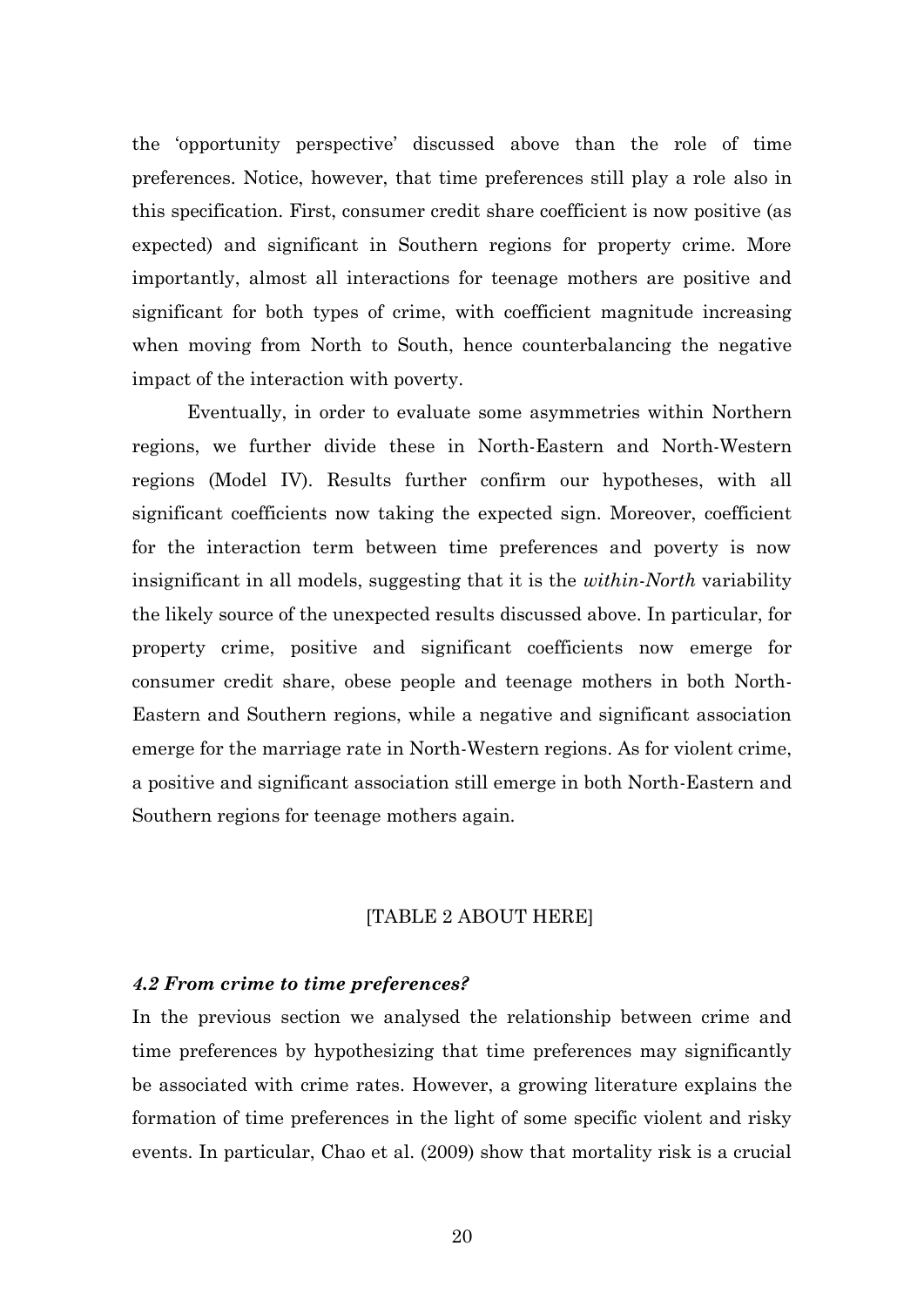the ‘opportunity perspective’ discussed above than the role of time preferences. Notice, however, that time preferences still play a role also in this specification. First, consumer credit share coefficient is now positive (as expected) and significant in Southern regions for property crime. More importantly, almost all interactions for teenage mothers are positive and significant for both types of crime, with coefficient magnitude increasing when moving from North to South, hence counterbalancing the negative impact of the interaction with poverty.

Eventually, in order to evaluate some asymmetries within Northern regions, we further divide these in North-Eastern and North-Western regions (Model IV). Results further confirm our hypotheses, with all significant coefficients now taking the expected sign. Moreover, coefficient for the interaction term between time preferences and poverty is now insignificant in all models, suggesting that it is the *within-North* variability the likely source of the unexpected results discussed above. In particular, for property crime, positive and significant coefficients now emerge for consumer credit share, obese people and teenage mothers in both North-Eastern and Southern regions, while a negative and significant association emerge for the marriage rate in North-Western regions. As for violent crime, a positive and significant association still emerge in both North-Eastern and Southern regions for teenage mothers again.

[TABLE 2 ABOUT HERE]

### *4.2 From crime to time preferences?*

In the previous section we analysed the relationship between crime and time preferences by hypothesizing that time preferences may significantly be associated with crime rates. However, a growing literature explains the formation of time preferences in the light of some specific violent and risky events. In particular, Chao et al. (2009) show that mortality risk is a crucial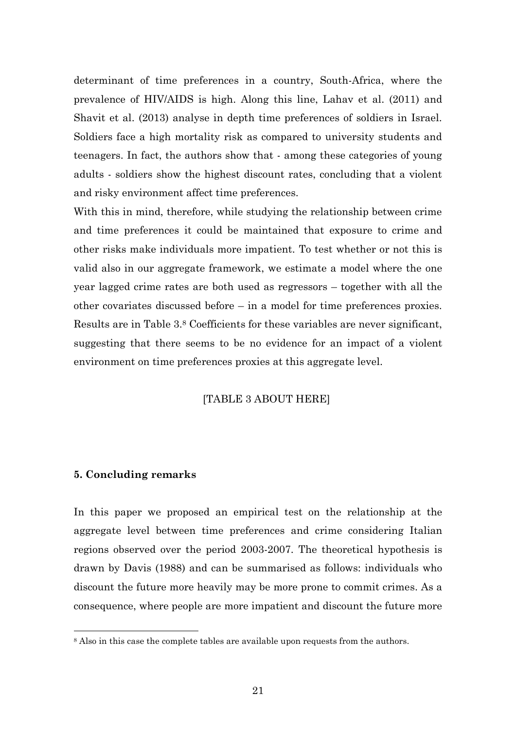determinant of time preferences in a country, South-Africa, where the prevalence of HIV/AIDS is high. Along this line, Lahav et al. (2011) and Shavit et al. (2013) analyse in depth time preferences of soldiers in Israel. Soldiers face a high mortality risk as compared to university students and teenagers. In fact, the authors show that - among these categories of young adults - soldiers show the highest discount rates, concluding that a violent and risky environment affect time preferences.

With this in mind, therefore, while studying the relationship between crime and time preferences it could be maintained that exposure to crime and other risks make individuals more impatient. To test whether or not this is valid also in our aggregate framework, we estimate a model where the one year lagged crime rates are both used as regressors – together with all the other covariates discussed before – in a model for time preferences proxies. Results are in Table 3.[8] Coefficients for these variables are never significant, suggesting that there seems to be no evidence for an impact of a violent environment on time preferences proxies at this aggregate level.

[TABLE 3 ABOUT HERE]

### 5. Concluding remarks

In this paper we proposed an empirical test on the relationship at the aggregate level between time preferences and crime considering Italian regions observed over the period 2003-2007. The theoretical hypothesis is drawn by Davis (1988) and can be summarised as follows: individuals who discount the future more heavily may be more prone to commit crimes. As a consequence, where people are more impatient and discount the future more

[8] Also in this case the complete tables are available upon requests from the authors.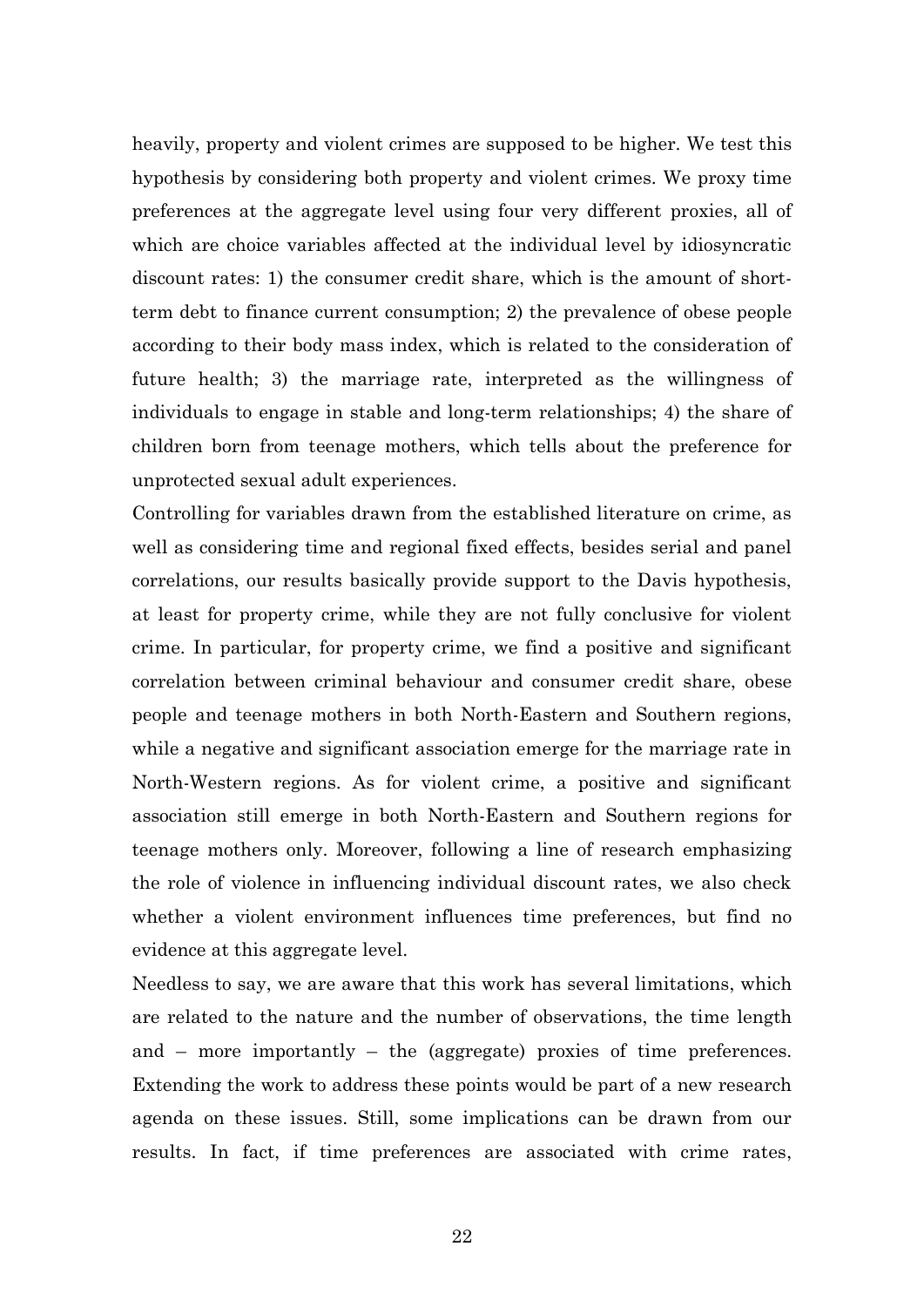heavily, property and violent crimes are supposed to be higher. We test this hypothesis by considering both property and violent crimes. We proxy time preferences at the aggregate level using four very different proxies, all of which are choice variables affected at the individual level by idiosyncratic discount rates: 1) the consumer credit share, which is the amount of short-term debt to finance current consumption; 2) the prevalence of obese people according to their body mass index, which is related to the consideration of future health; 3) the marriage rate, interpreted as the willingness of individuals to engage in stable and long-term relationships; 4) the share of children born from teenage mothers, which tells about the preference for unprotected sexual adult experiences.

Controlling for variables drawn from the established literature on crime, as well as considering time and regional fixed effects, besides serial and panel correlations, our results basically provide support to the Davis hypothesis, at least for property crime, while they are not fully conclusive for violent crime. In particular, for property crime, we find a positive and significant correlation between criminal behaviour and consumer credit share, obese people and teenage mothers in both North-Eastern and Southern regions, while a negative and significant association emerge for the marriage rate in North-Western regions. As for violent crime, a positive and significant association still emerge in both North-Eastern and Southern regions for teenage mothers only. Moreover, following a line of research emphasizing the role of violence in influencing individual discount rates, we also check whether a violent environment influences time preferences, but find no evidence at this aggregate level.

Needless to say, we are aware that this work has several limitations, which are related to the nature and the number of observations, the time length and – more importantly – the (aggregate) proxies of time preferences. Extending the work to address these points would be part of a new research agenda on these issues. Still, some implications can be drawn from our results. In fact, if time preferences are associated with crime rates,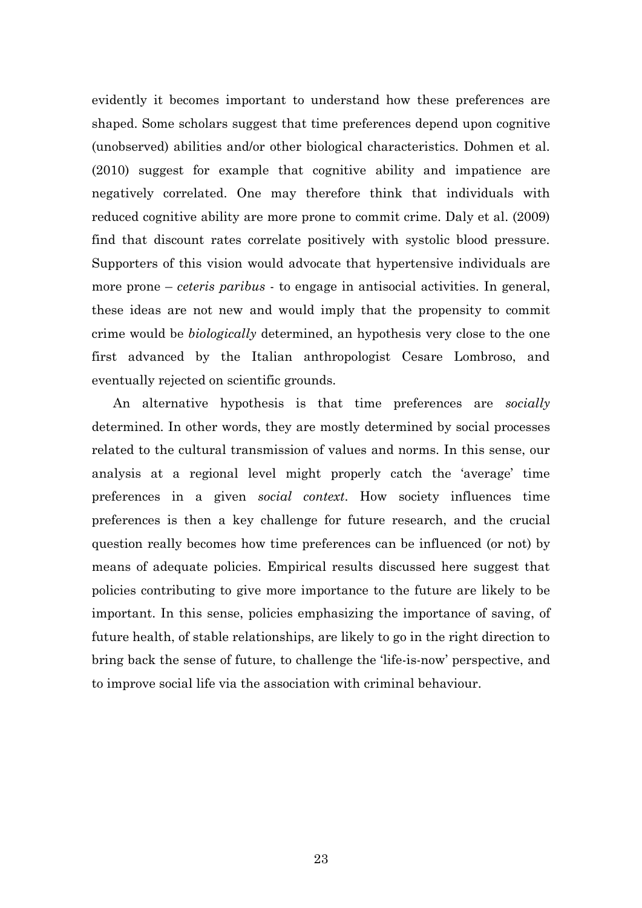evidently it becomes important to understand how these preferences are shaped. Some scholars suggest that time preferences depend upon cognitive (unobserved) abilities and/or other biological characteristics. Dohmen et al. (2010) suggest for example that cognitive ability and impatience are negatively correlated. One may therefore think that individuals with reduced cognitive ability are more prone to commit crime. Daly et al. (2009) find that discount rates correlate positively with systolic blood pressure. Supporters of this vision would advocate that hypertensive individuals are more prone – *ceteris paribus* - to engage in antisocial activities. In general, these ideas are not new and would imply that the propensity to commit crime would be *biologically* determined, an hypothesis very close to the one first advanced by the Italian anthropologist Cesare Lombroso, and eventually rejected on scientific grounds.

An alternative hypothesis is that time preferences are *socially* determined. In other words, they are mostly determined by social processes related to the cultural transmission of values and norms. In this sense, our analysis at a regional level might properly catch the 'average' time preferences in a given *social context*. How society influences time preferences is then a key challenge for future research, and the crucial question really becomes how time preferences can be influenced (or not) by means of adequate policies. Empirical results discussed here suggest that policies contributing to give more importance to the future are likely to be important. In this sense, policies emphasizing the importance of saving, of future health, of stable relationships, are likely to go in the right direction to bring back the sense of future, to challenge the 'life-is-now' perspective, and to improve social life via the association with criminal behaviour.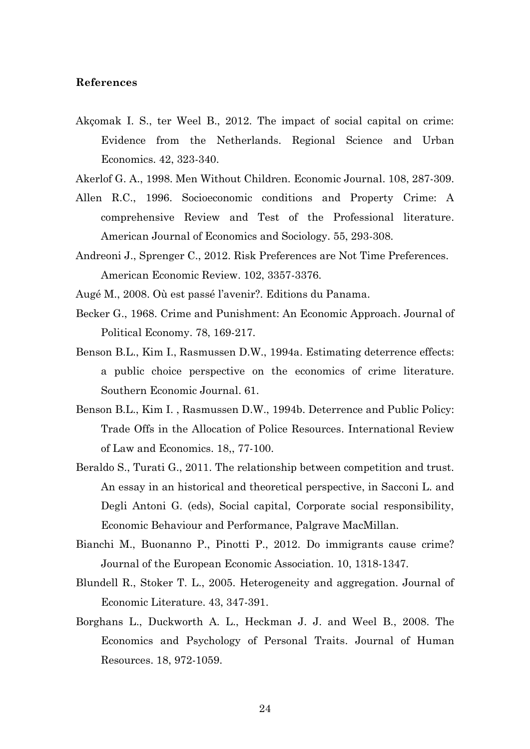**References**

Akçomak I. S., ter Weel B., 2012. The impact of social capital on crime: Evidence from the Netherlands. Regional Science and Urban Economics. 42, 323-340.

Akerlof G. A., 1998. Men Without Children. Economic Journal. 108, 287-309.

Allen R.C., 1996. Socioeconomic conditions and Property Crime: A comprehensive Review and Test of the Professional literature. American Journal of Economics and Sociology. 55, 293-308.

Andreoni J., Sprenger C., 2012. Risk Preferences are Not Time Preferences. American Economic Review. 102, 3357-3376.

Augé M., 2008. Où est passé l'avenir?. Editions du Panama.

Becker G., 1968. Crime and Punishment: An Economic Approach. Journal of Political Economy. 78, 169-217.

Benson B.L., Kim I., Rasmussen D.W., 1994a. Estimating deterrence effects: a public choice perspective on the economics of crime literature. Southern Economic Journal. 61.

Benson B.L., Kim I. , Rasmussen D.W., 1994b. Deterrence and Public Policy: Trade Offs in the Allocation of Police Resources. International Review of Law and Economics. 18,, 77-100.

Beraldo S., Turati G., 2011. The relationship between competition and trust. An essay in an historical and theoretical perspective, in Sacconi L. and Degli Antoni G. (eds), Social capital, Corporate social responsibility, Economic Behaviour and Performance, Palgrave MacMillan.

Bianchi M., Buonanno P., Pinotti P., 2012. Do immigrants cause crime? Journal of the European Economic Association. 10, 1318-1347.

Blundell R., Stoker T. L., 2005. Heterogeneity and aggregation. Journal of Economic Literature. 43, 347-391.

Borghans L., Duckworth A. L., Heckman J. J. and Weel B., 2008. The Economics and Psychology of Personal Traits. Journal of Human Resources. 18, 972-1059.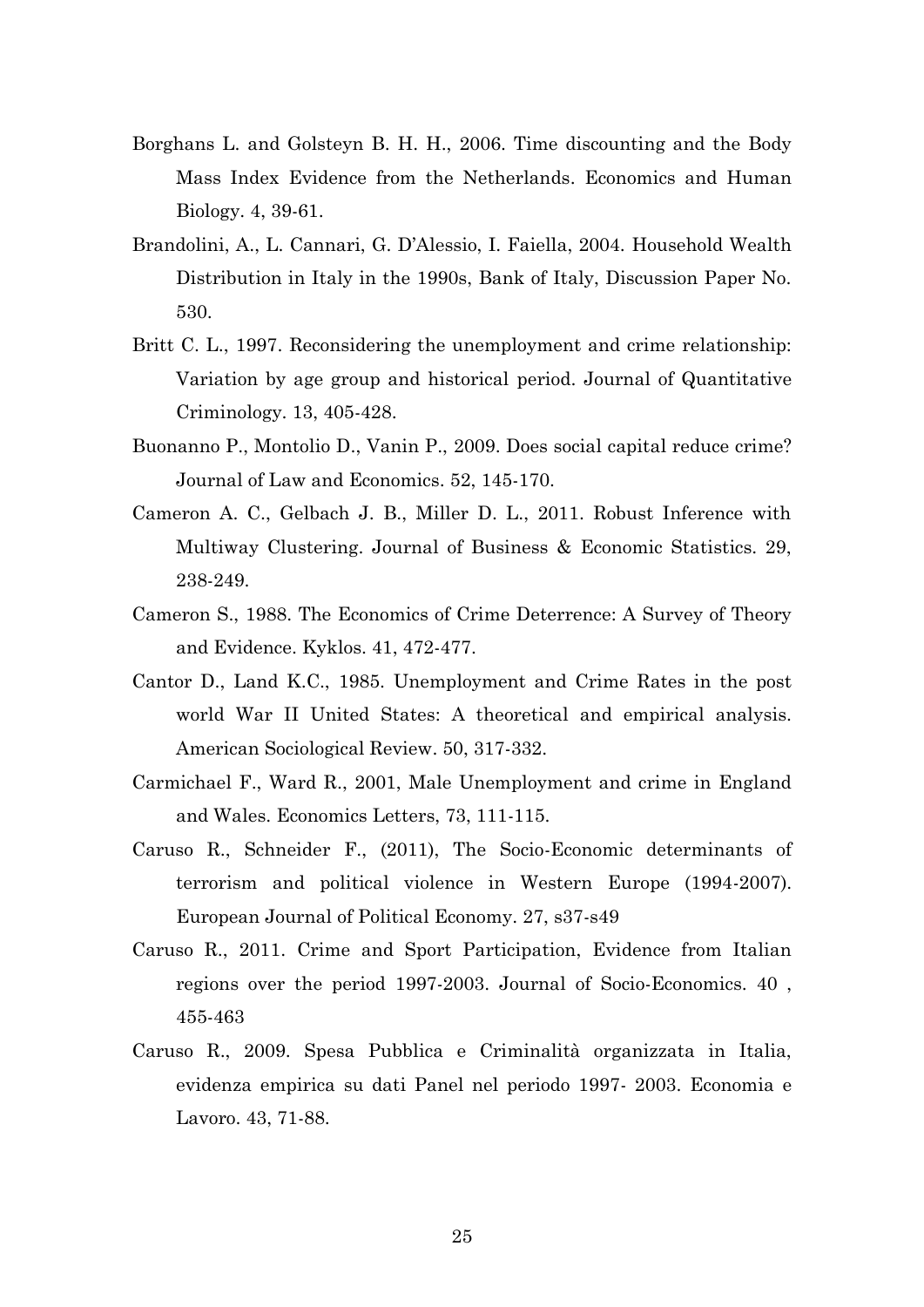Borghans L. and Golsteyn B. H. H., 2006. Time discounting and the Body Mass Index Evidence from the Netherlands. Economics and Human Biology. 4, 39-61.

Brandolini, A., L. Cannari, G. D'Alessio, I. Faiella, 2004. Household Wealth Distribution in Italy in the 1990s, Bank of Italy, Discussion Paper No. 530.

Britt C. L., 1997. Reconsidering the unemployment and crime relationship: Variation by age group and historical period. Journal of Quantitative Criminology. 13, 405-428.

Buonanno P., Montolio D., Vanin P., 2009. Does social capital reduce crime? Journal of Law and Economics. 52, 145-170.

Cameron A. C., Gelbach J. B., Miller D. L., 2011. Robust Inference with Multiway Clustering. Journal of Business & Economic Statistics. 29, 238-249.

Cameron S., 1988. The Economics of Crime Deterrence: A Survey of Theory and Evidence. Kyklos. 41, 472-477.

Cantor D., Land K.C., 1985. Unemployment and Crime Rates in the post world War II United States: A theoretical and empirical analysis. American Sociological Review. 50, 317-332.

Carmichael F., Ward R., 2001, Male Unemployment and crime in England and Wales. Economics Letters, 73, 111-115.

Caruso R., Schneider F., (2011), The Socio-Economic determinants of terrorism and political violence in Western Europe (1994-2007). European Journal of Political Economy. 27, s37-s49

Caruso R., 2011. Crime and Sport Participation, Evidence from Italian regions over the period 1997-2003. Journal of Socio-Economics. 40 , 455-463

Caruso R., 2009. Spesa Pubblica e Criminalità organizzata in Italia, evidenza empirica su dati Panel nel periodo 1997- 2003. Economia e Lavoro. 43, 71-88.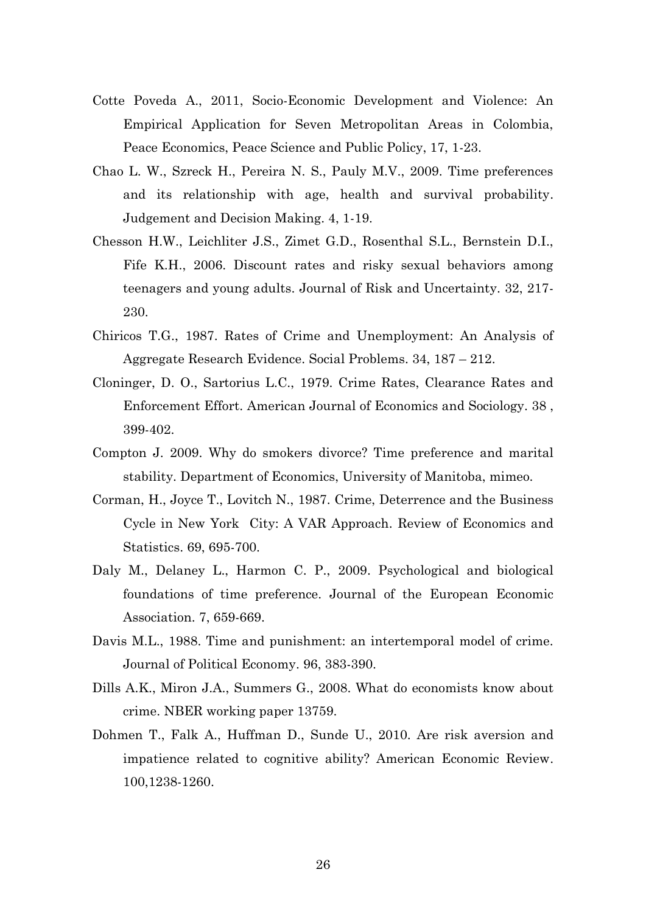Cotte Poveda A., 2011, Socio-Economic Development and Violence: An Empirical Application for Seven Metropolitan Areas in Colombia, Peace Economics, Peace Science and Public Policy, 17, 1-23.

Chao L. W., Szreck H., Pereira N. S., Pauly M.V., 2009. Time preferences and its relationship with age, health and survival probability. Judgement and Decision Making. 4, 1-19.

Chesson H.W., Leichliter J.S., Zimet G.D., Rosenthal S.L., Bernstein D.I., Fife K.H., 2006. Discount rates and risky sexual behaviors among teenagers and young adults. Journal of Risk and Uncertainty. 32, 217-230.

Chiricos T.G., 1987. Rates of Crime and Unemployment: An Analysis of Aggregate Research Evidence. Social Problems. 34, 187 – 212.

Cloninger, D. O., Sartorius L.C., 1979. Crime Rates, Clearance Rates and Enforcement Effort. American Journal of Economics and Sociology. 38 , 399-402.

Compton J. 2009. Why do smokers divorce? Time preference and marital stability. Department of Economics, University of Manitoba, mimeo.

Corman, H., Joyce T., Lovitch N., 1987. Crime, Deterrence and the Business Cycle in New York City: A VAR Approach. Review of Economics and Statistics. 69, 695-700.

Daly M., Delaney L., Harmon C. P., 2009. Psychological and biological foundations of time preference. Journal of the European Economic Association. 7, 659-669.

Davis M.L., 1988. Time and punishment: an intertemporal model of crime. Journal of Political Economy. 96, 383-390.

Dills A.K., Miron J.A., Summers G., 2008. What do economists know about crime. NBER working paper 13759.

Dohmen T., Falk A., Huffman D., Sunde U., 2010. Are risk aversion and impatience related to cognitive ability? American Economic Review. 100,1238-1260.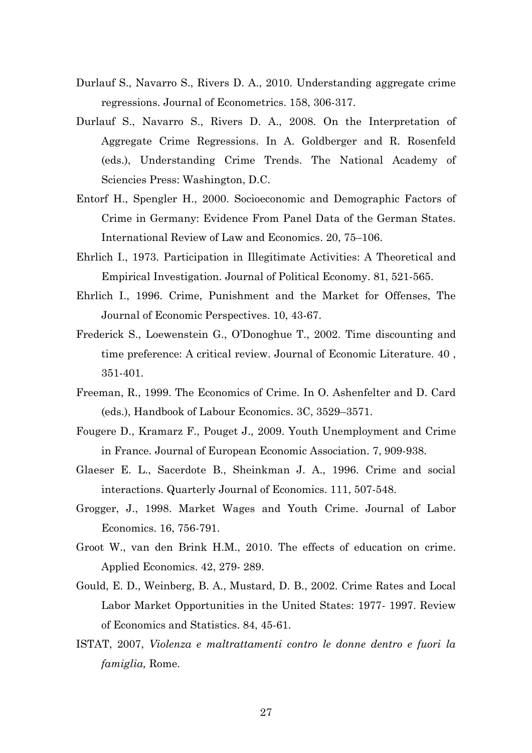Durlauf S., Navarro S., Rivers D. A., 2010. Understanding aggregate crime regressions. Journal of Econometrics. 158, 306-317.

Durlauf S., Navarro S., Rivers D. A., 2008. On the Interpretation of Aggregate Crime Regressions. In A. Goldberger and R. Rosenfeld (eds.), Understanding Crime Trends. The National Academy of Sciencies Press: Washington, D.C.

Entorf H., Spengler H., 2000. Socioeconomic and Demographic Factors of Crime in Germany: Evidence From Panel Data of the German States. International Review of Law and Economics. 20, 75–106.

Ehrlich I., 1973. Participation in Illegitimate Activities: A Theoretical and Empirical Investigation. Journal of Political Economy. 81, 521-565.

Ehrlich I., 1996. Crime, Punishment and the Market for Offenses, The Journal of Economic Perspectives. 10, 43-67.

Frederick S., Loewenstein G., O'Donoghue T., 2002. Time discounting and time preference: A critical review. Journal of Economic Literature. 40 , 351-401.

Freeman, R., 1999. The Economics of Crime. In O. Ashenfelter and D. Card (eds.), Handbook of Labour Economics. 3C, 3529–3571.

Fougere D., Kramarz F., Pouget J., 2009. Youth Unemployment and Crime in France. Journal of European Economic Association. 7, 909-938.

Glaeser E. L., Sacerdote B., Sheinkman J. A., 1996. Crime and social interactions. Quarterly Journal of Economics. 111, 507-548.

Grogger, J., 1998. Market Wages and Youth Crime. Journal of Labor Economics. 16, 756-791.

Groot W., van den Brink H.M., 2010. The effects of education on crime. Applied Economics. 42, 279- 289.

Gould, E. D., Weinberg, B. A., Mustard, D. B., 2002. Crime Rates and Local Labor Market Opportunities in the United States: 1977- 1997. Review of Economics and Statistics. 84, 45-61.

ISTAT, 2007, *Violenza e maltrattamenti contro le donne dentro e fuori la famiglia,* Rome.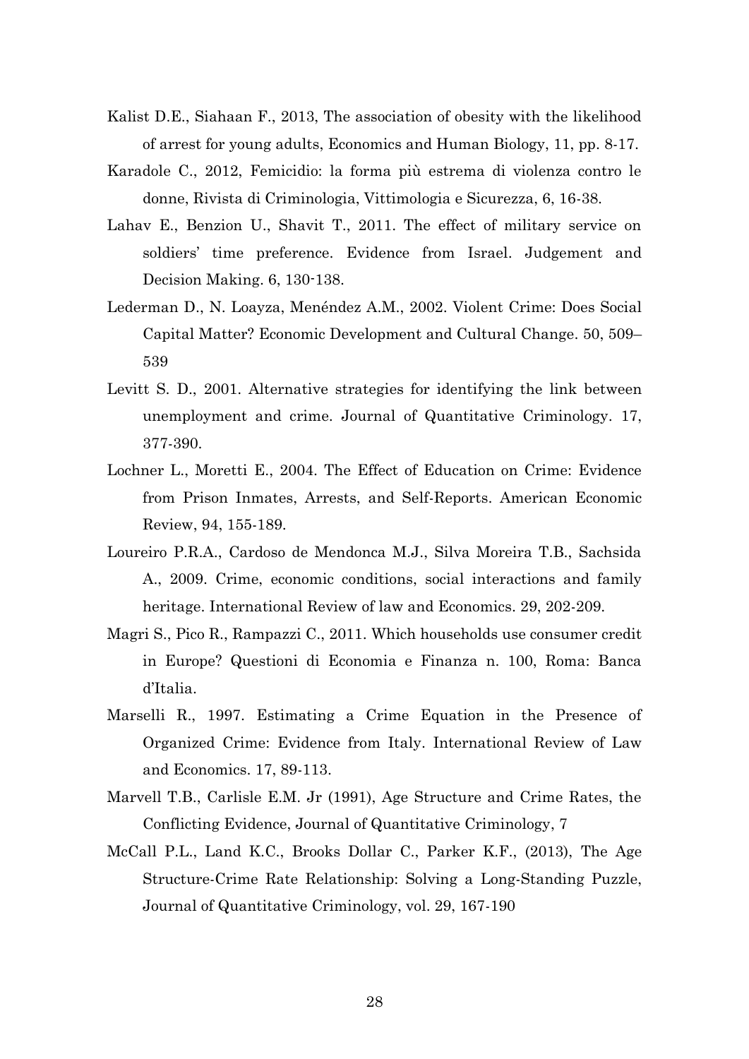Kalist D.E., Siahaan F., 2013, The association of obesity with the likelihood of arrest for young adults, Economics and Human Biology, 11, pp. 8-17.

Karadole C., 2012, Femicidio: la forma più estrema di violenza contro le donne, Rivista di Criminologia, Vittimologia e Sicurezza, 6, 16-38.

Lahav E., Benzion U., Shavit T., 2011. The effect of military service on soldiers' time preference. Evidence from Israel. Judgement and Decision Making. 6, 130-138.

Lederman D., N. Loayza, Menéndez A.M., 2002. Violent Crime: Does Social Capital Matter? Economic Development and Cultural Change. 50, 509–539

Levitt S. D., 2001. Alternative strategies for identifying the link between unemployment and crime. Journal of Quantitative Criminology. 17, 377-390.

Lochner L., Moretti E., 2004. The Effect of Education on Crime: Evidence from Prison Inmates, Arrests, and Self-Reports. American Economic Review, 94, 155-189.

Loureiro P.R.A., Cardoso de Mendonca M.J., Silva Moreira T.B., Sachsida A., 2009. Crime, economic conditions, social interactions and family heritage. International Review of law and Economics. 29, 202-209.

Magri S., Pico R., Rampazzi C., 2011. Which households use consumer credit in Europe? Questioni di Economia e Finanza n. 100, Roma: Banca d'Italia.

Marselli R., 1997. Estimating a Crime Equation in the Presence of Organized Crime: Evidence from Italy. International Review of Law and Economics. 17, 89-113.

Marvell T.B., Carlisle E.M. Jr (1991), Age Structure and Crime Rates, the Conflicting Evidence, Journal of Quantitative Criminology, 7

McCall P.L., Land K.C., Brooks Dollar C., Parker K.F., (2013), The Age Structure-Crime Rate Relationship: Solving a Long-Standing Puzzle, Journal of Quantitative Criminology, vol. 29, 167-190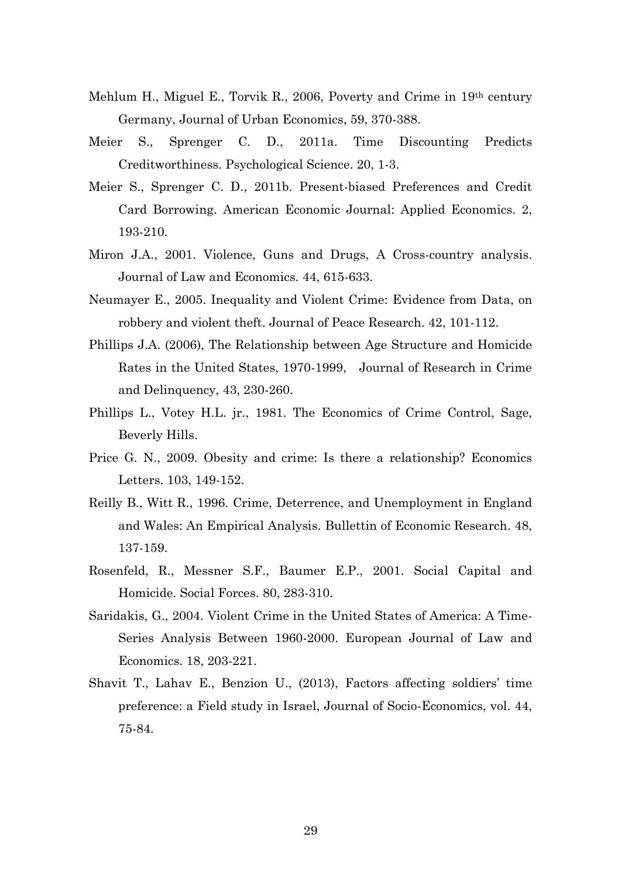Mehlum H., Miguel E., Torvik R., 2006, Poverty and Crime in 19th century Germany, Journal of Urban Economics, 59, 370-388.

Meier S., Sprenger C. D., 2011a. Time Discounting Predicts Creditworthiness. Psychological Science. 20, 1-3.

Meier S., Sprenger C. D., 2011b. Present-biased Preferences and Credit Card Borrowing. American Economic Journal: Applied Economics. 2, 193-210.

Miron J.A., 2001. Violence, Guns and Drugs, A Cross-country analysis. Journal of Law and Economics. 44, 615-633.

Neumayer E., 2005. Inequality and Violent Crime: Evidence from Data, on robbery and violent theft. Journal of Peace Research. 42, 101-112.

Phillips J.A. (2006), The Relationship between Age Structure and Homicide Rates in the United States, 1970-1999, Journal of Research in Crime and Delinquency, 43, 230-260.

Phillips L., Votey H.L. jr., 1981. The Economics of Crime Control, Sage, Beverly Hills.

Price G. N., 2009. Obesity and crime: Is there a relationship? Economics Letters. 103, 149-152.

Reilly B., Witt R., 1996. Crime, Deterrence, and Unemployment in England and Wales: An Empirical Analysis. Bullettin of Economic Research. 48, 137-159.

Rosenfeld, R., Messner S.F., Baumer E.P., 2001. Social Capital and Homicide. Social Forces. 80, 283-310.

Saridakis, G., 2004. Violent Crime in the United States of America: A Time-Series Analysis Between 1960-2000. European Journal of Law and Economics. 18, 203-221.

Shavit T., Lahav E., Benzion U., (2013), Factors affecting soldiers' time preference: a Field study in Israel, Journal of Socio-Economics, vol. 44, 75-84.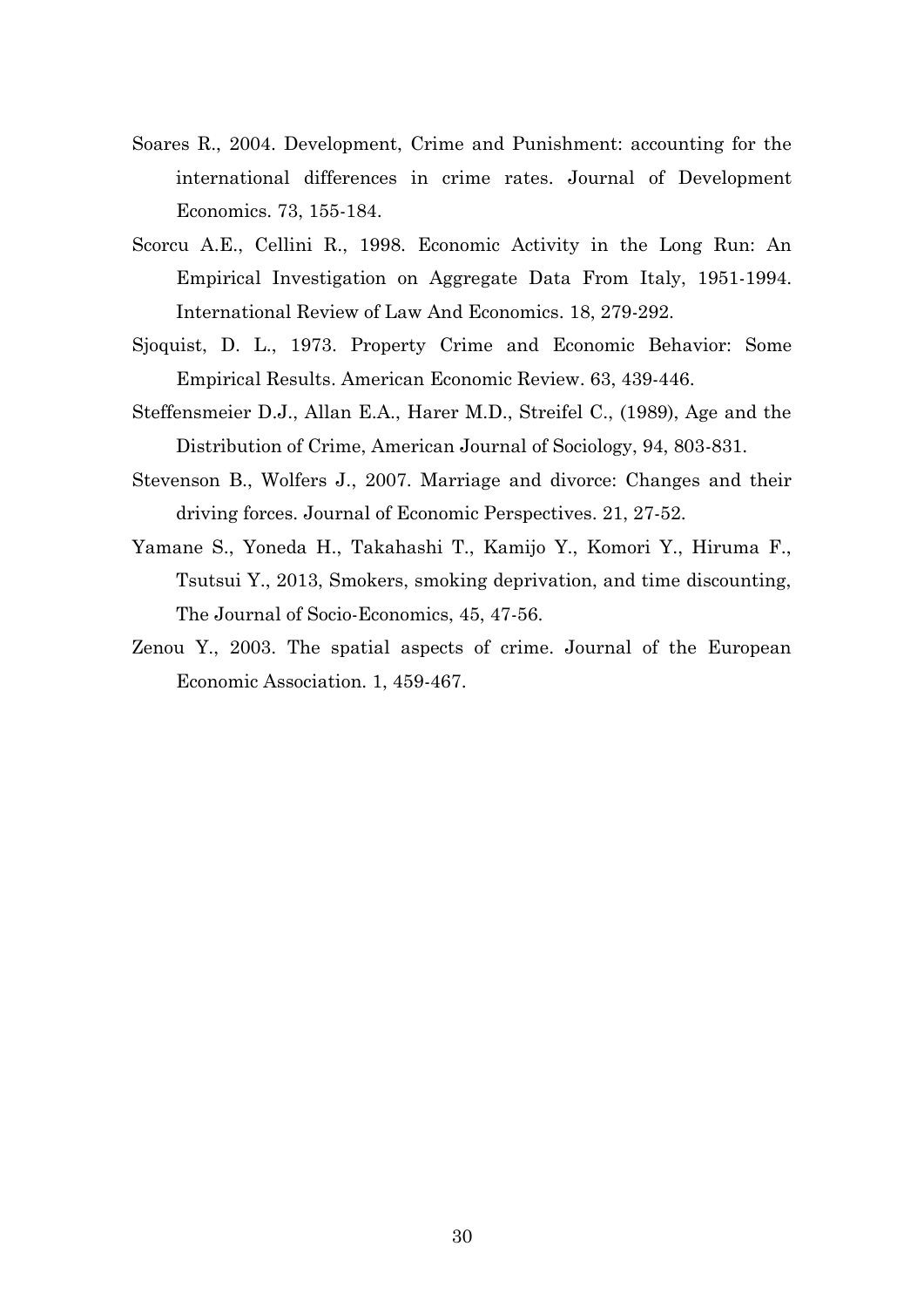Soares R., 2004. Development, Crime and Punishment: accounting for the international differences in crime rates. Journal of Development Economics. 73, 155-184.

Scorcu A.E., Cellini R., 1998. Economic Activity in the Long Run: An Empirical Investigation on Aggregate Data From Italy, 1951-1994. International Review of Law And Economics. 18, 279-292.

Sjoquist, D. L., 1973. Property Crime and Economic Behavior: Some Empirical Results. American Economic Review. 63, 439-446.

Steffensmeier D.J., Allan E.A., Harer M.D., Streifel C., (1989), Age and the Distribution of Crime, American Journal of Sociology, 94, 803-831.

Stevenson B., Wolfers J., 2007. Marriage and divorce: Changes and their driving forces. Journal of Economic Perspectives. 21, 27-52.

Yamane S., Yoneda H., Takahashi T., Kamijo Y., Komori Y., Hiruma F., Tsutsui Y., 2013, Smokers, smoking deprivation, and time discounting, The Journal of Socio-Economics, 45, 47-56.

Zenou Y., 2003. The spatial aspects of crime. Journal of the European Economic Association. 1, 459-467.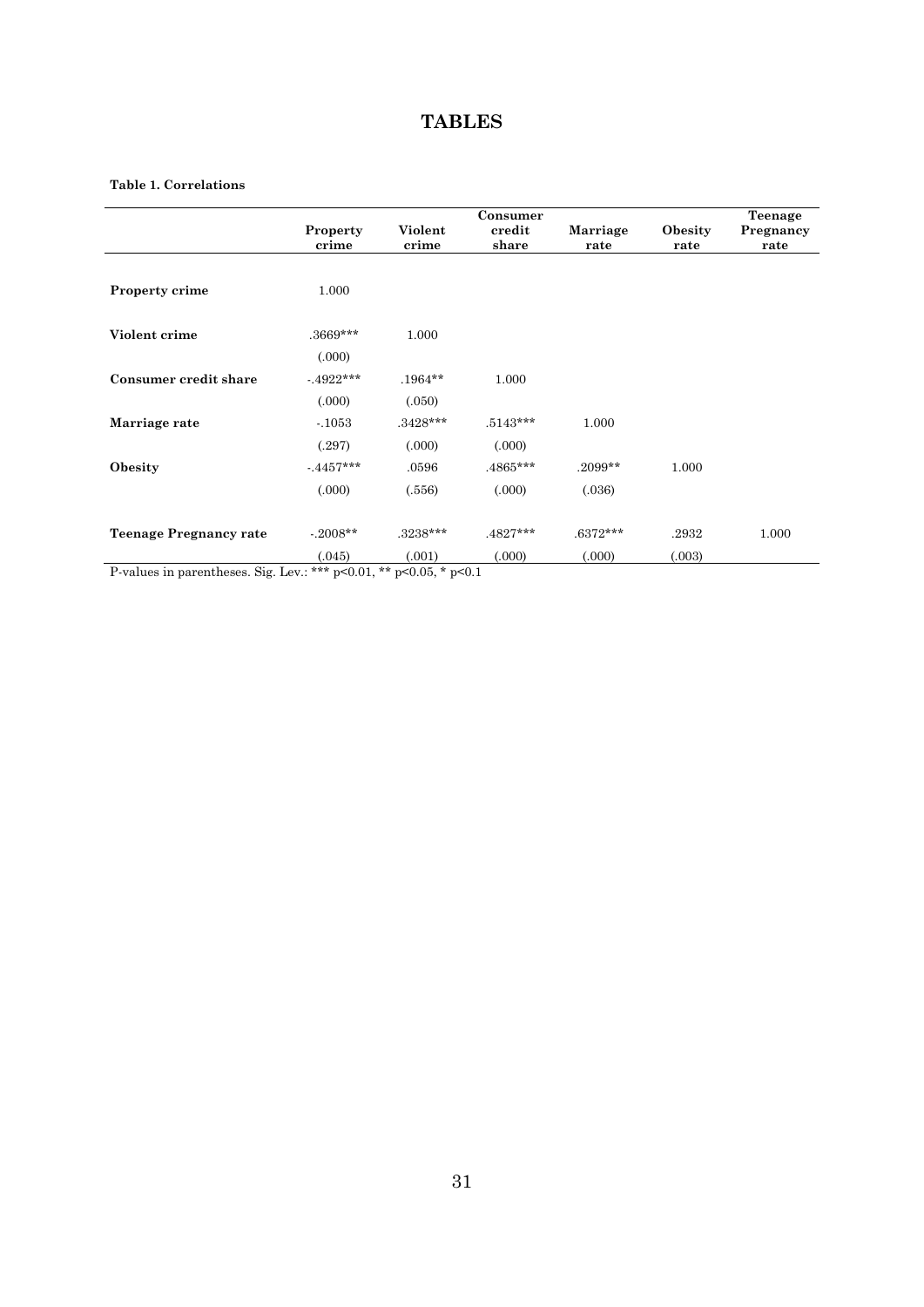# TABLES

**Table 1. Correlations**

| | Property crime | Violent crime | Consumer credit share | Marriage rate | Obesity rate | Teenage Pregnancy rate |
|---|---|---|---|---|---|---|
| **Property crime** | 1.000 | | | | | |
| **Violent crime** | .3669*** | 1.000 | | | | |
| | (.000) | | | | | |
| **Consumer credit share** | -.4922*** | .1964** | 1.000 | | | |
| | (.000) | (.050) | | | | |
| **Marriage rate** | -.1053 | .3428*** | .5143*** | 1.000 | | |
| | (.297) | (.000) | (.000) | | | |
| **Obesity** | -.4457*** | .0596 | .4865*** | .2099** | 1.000 | |
| | (.000) | (.556) | (.000) | (.036) | | |
| **Teenage Pregnancy rate** | -.2008** | .3238*** | .4827*** | .6372*** | .2932 | 1.000 |
| | (.045) | (.001) | (.000) | (.000) | (.003) | |

P-values in parentheses. Sig. Lev.: *** p<0.01, ** p<0.05, * p<0.1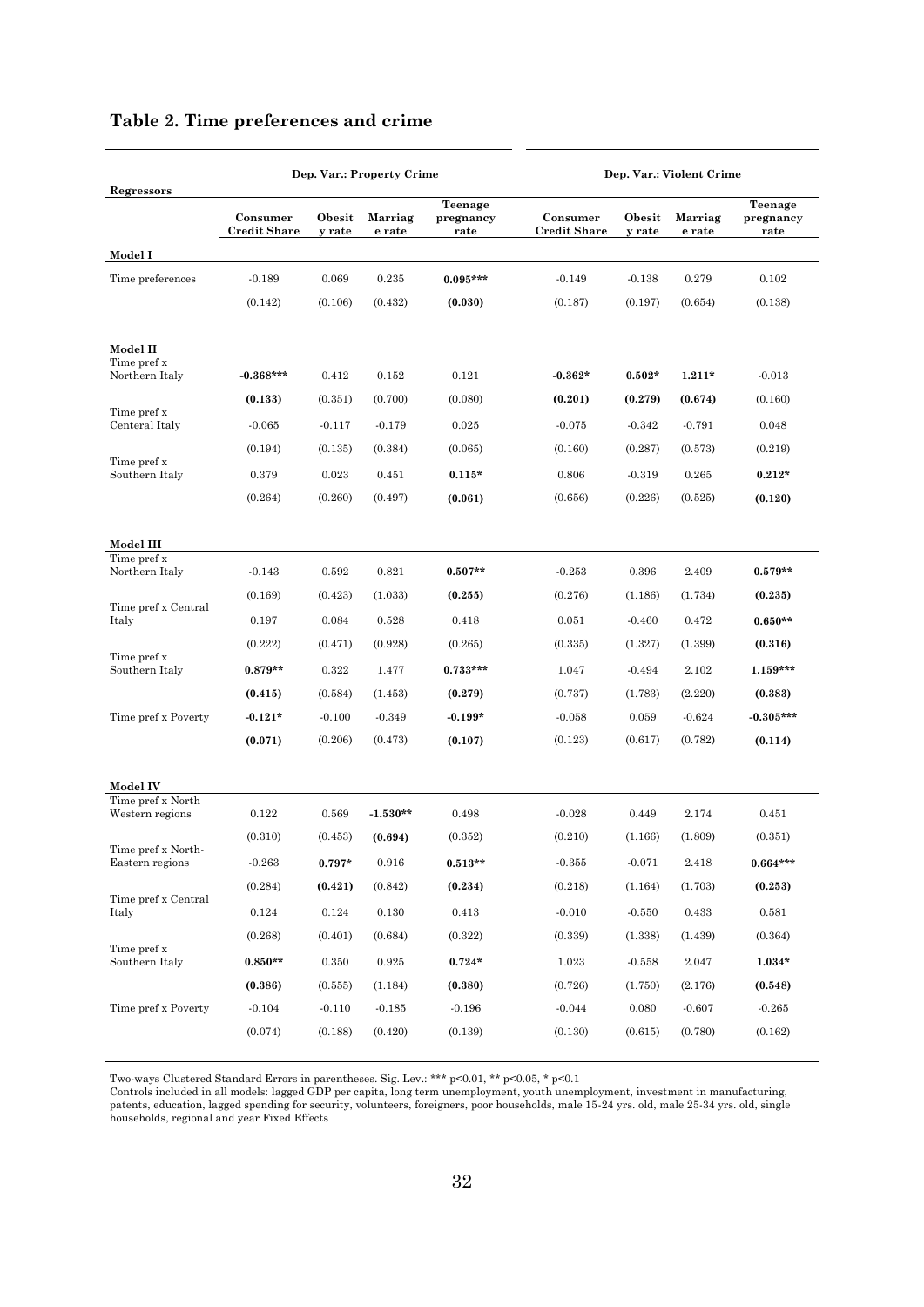## Table 2. Time preferences and crime

| Regressors | Dep. Var.: Property Crime | | | | Dep. Var.: Violent Crime | | | |
|---|---|---|---|---|---|---|---|---|
| | Consumer Credit Share | Obesity rate | Marriage rate | Teenage pregnancy rate | Consumer Credit Share | Obesity rate | Marriage rate | Teenage pregnancy rate |
| **Model I** | | | | | | | | |
| Time preferences | -0.189 | 0.069 | 0.235 | **0.095*** ** | -0.149 | -0.138 | 0.279 | 0.102 |
| | (0.142) | (0.106) | (0.432) | **(0.030)** | (0.187) | (0.197) | (0.654) | (0.138) |
| **Model II** | | | | | | | | |
| Time pref x Northern Italy | **-0.368*** ** | 0.412 | 0.152 | 0.121 | **-0.362*** | **0.502*** | **1.211*** | -0.013 |
| | **(0.133)** | (0.351) | (0.700) | (0.080) | **(0.201)** | **(0.279)** | **(0.674)** | (0.160) |
| Time pref x Centeral Italy | -0.065 | -0.117 | -0.179 | 0.025 | -0.075 | -0.342 | -0.791 | 0.048 |
| | (0.194) | (0.135) | (0.384) | (0.065) | (0.160) | (0.287) | (0.573) | (0.219) |
| Time pref x Southern Italy | 0.379 | 0.023 | 0.451 | **0.115*** | 0.806 | -0.319 | 0.265 | **0.212*** |
| | (0.264) | (0.260) | (0.497) | **(0.061)** | (0.656) | (0.226) | (0.525) | **(0.120)** |
| **Model III** | | | | | | | | |
| Time pref x Northern Italy | -0.143 | 0.592 | 0.821 | **0.507**** | -0.253 | 0.396 | 2.409 | **0.579**** |
| | (0.169) | (0.423) | (1.033) | **(0.255)** | (0.276) | (1.186) | (1.734) | **(0.235)** |
| Time pref x Central Italy | 0.197 | 0.084 | 0.528 | 0.418 | 0.051 | -0.460 | 0.472 | **0.650**** |
| | (0.222) | (0.471) | (0.928) | (0.265) | (0.335) | (1.327) | (1.399) | **(0.316)** |
| Time pref x Southern Italy | **0.879**** | 0.322 | 1.477 | **0.733*** ** | 1.047 | -0.494 | 2.102 | **1.159*** ** |
| | **(0.415)** | (0.584) | (1.453) | **(0.279)** | (0.737) | (1.783) | (2.220) | **(0.383)** |
| Time pref x Poverty | **-0.121*** | -0.100 | -0.349 | **-0.199*** | -0.058 | 0.059 | -0.624 | **-0.305*** ** |
| | **(0.071)** | (0.206) | (0.473) | **(0.107)** | (0.123) | (0.617) | (0.782) | **(0.114)** |
| **Model IV** | | | | | | | | |
| Time pref x North Western regions | 0.122 | 0.569 | **-1.530**** | 0.498 | -0.028 | 0.449 | 2.174 | 0.451 |
| | (0.310) | (0.453) | **(0.694)** | (0.352) | (0.210) | (1.166) | (1.809) | (0.351) |
| Time pref x North-Eastern regions | -0.263 | **0.797*** | 0.916 | **0.513**** | -0.355 | -0.071 | 2.418 | **0.664*** ** |
| | (0.284) | **(0.421)** | (0.842) | **(0.234)** | (0.218) | (1.164) | (1.703) | **(0.253)** |
| Time pref x Central Italy | 0.124 | 0.124 | 0.130 | 0.413 | -0.010 | -0.550 | 0.433 | 0.581 |
| | (0.268) | (0.401) | (0.684) | (0.322) | (0.339) | (1.338) | (1.439) | (0.364) |
| Time pref x Southern Italy | **0.850**** | 0.350 | 0.925 | **0.724*** | 1.023 | -0.558 | 2.047 | **1.034*** |
| | **(0.386)** | (0.555) | (1.184) | **(0.380)** | (0.726) | (1.750) | (2.176) | **(0.548)** |
| Time pref x Poverty | -0.104 | -0.110 | -0.185 | -0.196 | -0.044 | 0.080 | -0.607 | -0.265 |
| | (0.074) | (0.188) | (0.420) | (0.139) | (0.130) | (0.615) | (0.780) | (0.162) |

Two-ways Clustered Standard Errors in parentheses. Sig. Lev.: *** p<0.01, ** p<0.05, * p<0.1
Controls included in all models: lagged GDP per capita, long term unemployment, youth unemployment, investment in manufacturing, patents, education, lagged spending for security, volunteers, foreigners, poor households, male 15-24 yrs. old, male 25-34 yrs. old, single households, regional and year Fixed Effects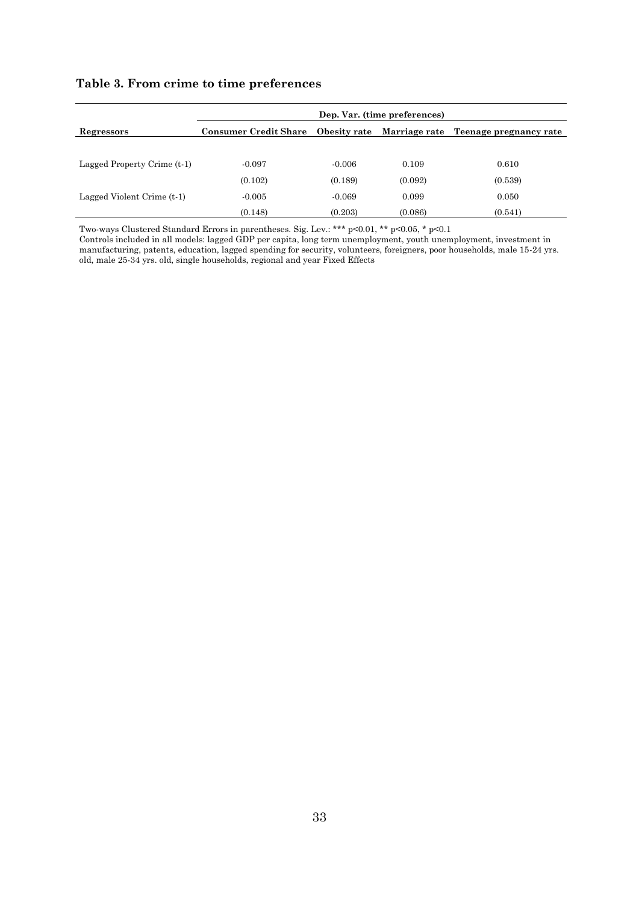**Table 3. From crime to time preferences**

| Regressors | Dep. Var. (time preferences) | | | |
|---|---|---|---|---|
| | **Consumer Credit Share** | **Obesity rate** | **Marriage rate** | **Teenage pregnancy rate** |
| Lagged Property Crime (t-1) | -0.097 | -0.006 | 0.109 | 0.610 |
| | (0.102) | (0.189) | (0.092) | (0.539) |
| Lagged Violent Crime (t-1) | -0.005 | -0.069 | 0.099 | 0.050 |
| | (0.148) | (0.203) | (0.086) | (0.541) |

Two-ways Clustered Standard Errors in parentheses. Sig. Lev.: *** p<0.01, ** p<0.05, * p<0.1
Controls included in all models: lagged GDP per capita, long term unemployment, youth unemployment, investment in manufacturing, patents, education, lagged spending for security, volunteers, foreigners, poor households, male 15-24 yrs. old, male 25-34 yrs. old, single households, regional and year Fixed Effects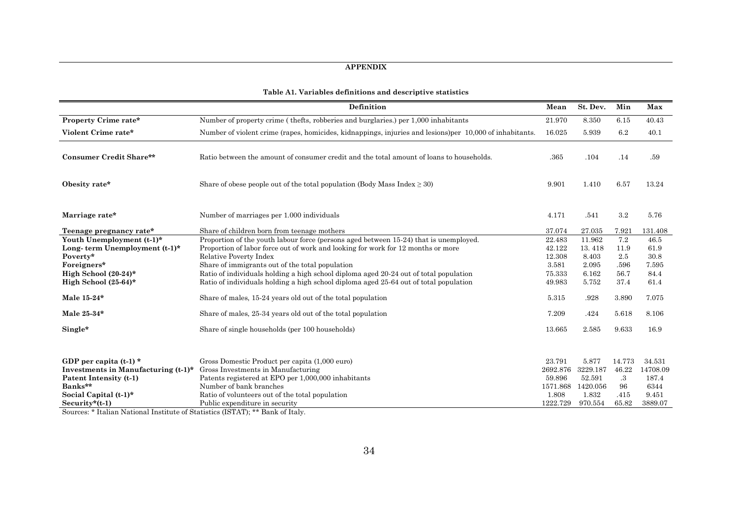## APPENDIX

**Table A1. Variables definitions and descriptive statistics**

| | Definition | Mean | St. Dev. | Min | Max |
|---|---|---|---|---|---|
| **Property Crime rate*** | Number of property crime ( thefts, robberies and burglaries.) per 1,000 inhabitants | 21.970 | 8.350 | 6.15 | 40.43 |
| **Violent Crime rate*** | Number of violent crime (rapes, homicides, kidnappings, injuries and lesions)per 10,000 of inhabitants. | 16.025 | 5.939 | 6.2 | 40.1 |
| **Consumer Credit Share**** | Ratio between the amount of consumer credit and the total amount of loans to households. | .365 | .104 | .14 | .59 |
| **Obesity rate*** | Share of obese people out of the total population (Body Mass Index ≥ 30) | 9.901 | 1.410 | 6.57 | 13.24 |
| **Marriage rate*** | Number of marriages per 1.000 individuals | 4.171 | .541 | 3.2 | 5.76 |
| **Teenage pregnancy rate*** | Share of children born from teenage mothers | 37.074 | 27.035 | 7.921 | 131.408 |
| **Youth Unemployment (t-1)*** | Proportion of the youth labour force (persons aged between 15-24) that is unemployed. | 22.483 | 11.962 | 7.2 | 46.5 |
| **Long- term Unemployment (t-1)*** | Proportion of labor force out of work and looking for work for 12 months or more | 42.122 | 13. 418 | 11.9 | 61.9 |
| **Poverty*** | Relative Poverty Index | 12.308 | 8.403 | 2.5 | 30.8 |
| **Foreigners*** | Share of immigrants out of the total population | 3.581 | 2.095 | .596 | 7.595 |
| **High School (20-24)*** | Ratio of individuals holding a high school diploma aged 20-24 out of total population | 75.333 | 6.162 | 56.7 | 84.4 |
| **High School (25-64)*** | Ratio of individuals holding a high school diploma aged 25-64 out of total population | 49.983 | 5.752 | 37.4 | 61.4 |
| **Male 15-24*** | Share of males, 15-24 years old out of the total population | 5.315 | .928 | 3.890 | 7.075 |
| **Male 25-34*** | Share of males, 25-34 years old out of the total population | 7.209 | .424 | 5.618 | 8.106 |
| **Single*** | Share of single households (per 100 households) | 13.665 | 2.585 | 9.633 | 16.9 |
| **GDP per capita (t-1) *** | Gross Domestic Product per capita (1,000 euro) | 23.791 | 5.877 | 14.773 | 34.531 |
| **Investments in Manufacturing (t-1)*** | Gross Investments in Manufacturing | 2692.876 | 3229.187 | 46.22 | 14708.09 |
| **Patent Intensity (t-1)** | Patents registered at EPO per 1,000,000 inhabitants | 59.896 | 52.591 | .3 | 187.4 |
| **Banks**** | Number of bank branches | 1571.868 | 1420.056 | 96 | 6344 |
| **Social Capital (t-1)*** | Ratio of volunteers out of the total population | 1.808 | 1.832 | .415 | 9.451 |
| **Security*(t-1)** | Public expenditure in security | 1222.729 | 970.554 | 65.82 | 3889.07 |

Sources: * Italian National Institute of Statistics (ISTAT); ** Bank of Italy.